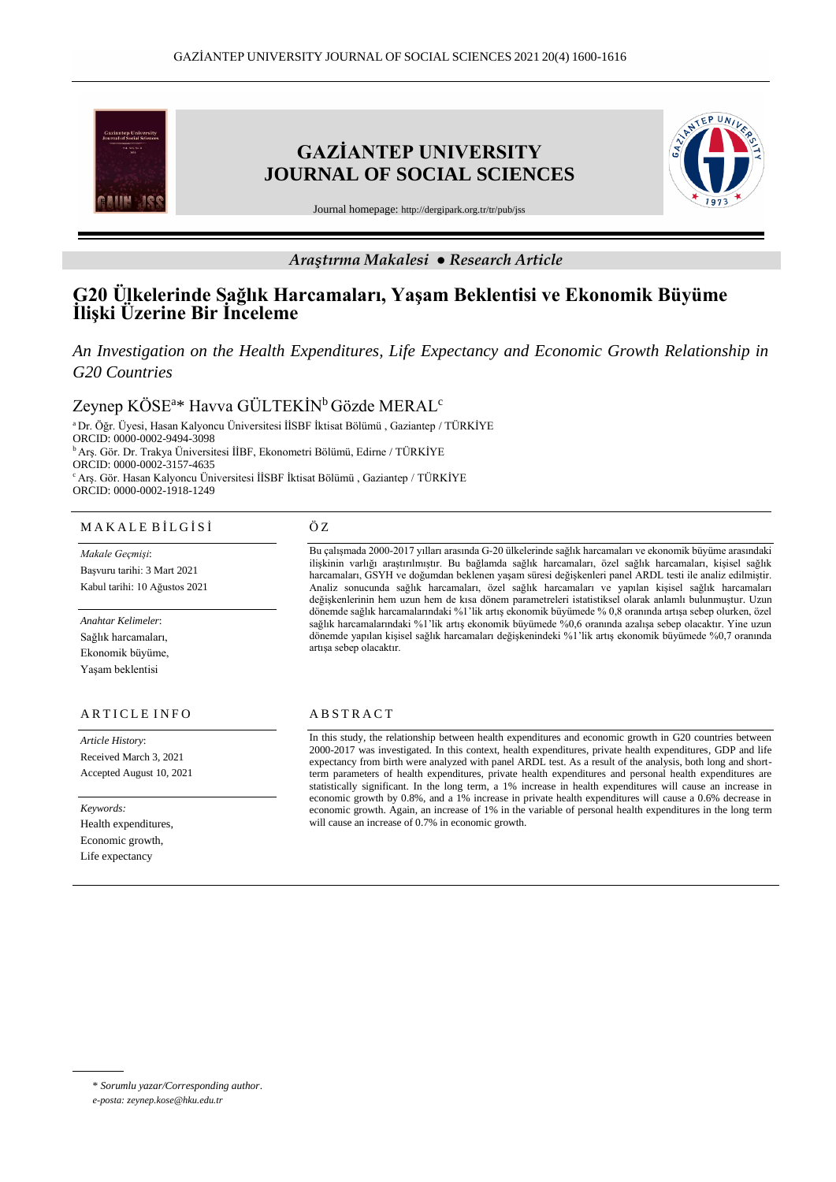**Araştırma Makalesi ● Research Article**

# G20 Ülkelerinde Sağlık Harcamaları, Yaşam Beklentisi ve Ekonomik Büyüme İlişki Üzerine Bir İnceleme

*An Investigation on the Health Expenditures, Life Expectancy and Economic Growth Relationship in G20 Countries*

Zeynep KÖSE[a]* Havva GÜLTEKİN[b] Gözde MERAL[c]

[a] Dr. Öğr. Üyesi, Hasan Kalyoncu Üniversitesi İİSBF İktisat Bölümü , Gaziantep / TÜRKİYE
ORCID: 0000-0002-9494-3098
[b] Arş. Gör. Dr. Trakya Üniversitesi İİBF, Ekonometri Bölümü, Edirne / TÜRKİYE
ORCID: 0000-0002-3157-4635
[c] Arş. Gör. Hasan Kalyoncu Üniversitesi İİSBF İktisat Bölümü , Gaziantep / TÜRKİYE
ORCID: 0000-0002-1918-1249

## MAKALE BİLGİSİ

*Makale Geçmişi*:
Başvuru tarihi: 3 Mart 2021
Kabul tarihi: 10 Ağustos 2021

*Anahtar Kelimeler*:
Sağlık harcamaları,
Ekonomik büyüme,
Yaşam beklentisi

## ÖZ

Bu çalışmada 2000-2017 yılları arasında G-20 ülkelerinde sağlık harcamaları ve ekonomik büyüme arasındaki ilişkinin varlığı araştırılmıştır. Bu bağlamda sağlık harcamaları, özel sağlık harcamaları, kişisel sağlık harcamaları, GSYH ve doğumdan beklenen yaşam süresi değişkenleri panel ARDL testi ile analiz edilmiştir. Analiz sonucunda sağlık harcamaları, özel sağlık harcamaları ve yapılan kişisel sağlık harcamaları değişkenlerinin hem uzun hem de kısa dönem parametreleri istatistiksel olarak anlamlı bulunmuştur. Uzun dönemde sağlık harcamalarındaki %1'lik artış ekonomik büyümede % 0,8 oranında artışa sebep olurken, özel sağlık harcamalarındaki %1'lik artış ekonomik büyümede %0,6 oranında azalışa sebep olacaktır. Yine uzun dönemde yapılan kişisel sağlık harcamaları değişkenindeki %1'lik artış ekonomik büyümede %0,7 oranında artışa sebep olacaktır.

## ARTICLE INFO

*Article History*:
Received March 3, 2021
Accepted August 10, 2021

*Keywords:*
Health expenditures,
Economic growth,
Life expectancy

## ABSTRACT

In this study, the relationship between health expenditures and economic growth in G20 countries between 2000-2017 was investigated. In this context, health expenditures, private health expenditures, GDP and life expectancy from birth were analyzed with panel ARDL test. As a result of the analysis, both long and short-term parameters of health expenditures, private health expenditures and personal health expenditures are statistically significant. In the long term, a 1% increase in health expenditures will cause an increase in economic growth by 0.8%, and a 1% increase in private health expenditures will cause a 0.6% decrease in economic growth. Again, an increase of 1% in the variable of personal health expenditures in the long term will cause an increase of 0.7% in economic growth.

---

\* *Sorumlu yazar/Corresponding author*.
*e-posta: zeynep.kose@hku.edu.tr*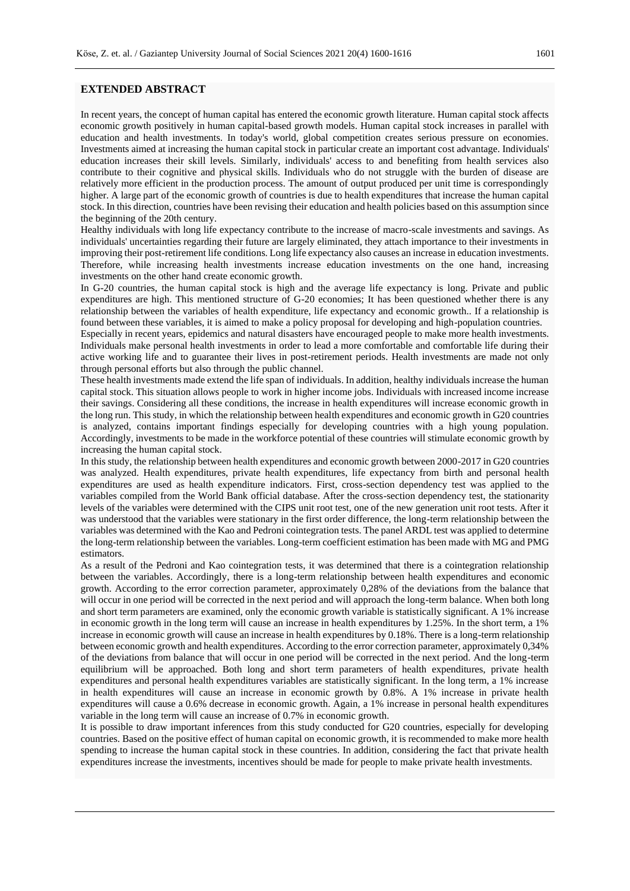## EXTENDED ABSTRACT

In recent years, the concept of human capital has entered the economic growth literature. Human capital stock affects economic growth positively in human capital-based growth models. Human capital stock increases in parallel with education and health investments. In today's world, global competition creates serious pressure on economies. Investments aimed at increasing the human capital stock in particular create an important cost advantage. Individuals' education increases their skill levels. Similarly, individuals' access to and benefiting from health services also contribute to their cognitive and physical skills. Individuals who do not struggle with the burden of disease are relatively more efficient in the production process. The amount of output produced per unit time is correspondingly higher. A large part of the economic growth of countries is due to health expenditures that increase the human capital stock. In this direction, countries have been revising their education and health policies based on this assumption since the beginning of the 20th century.

Healthy individuals with long life expectancy contribute to the increase of macro-scale investments and savings. As individuals' uncertainties regarding their future are largely eliminated, they attach importance to their investments in improving their post-retirement life conditions. Long life expectancy also causes an increase in education investments. Therefore, while increasing health investments increase education investments on the one hand, increasing investments on the other hand create economic growth.

In G-20 countries, the human capital stock is high and the average life expectancy is long. Private and public expenditures are high. This mentioned structure of G-20 economies; It has been questioned whether there is any relationship between the variables of health expenditure, life expectancy and economic growth.. If a relationship is found between these variables, it is aimed to make a policy proposal for developing and high-population countries.

Especially in recent years, epidemics and natural disasters have encouraged people to make more health investments. Individuals make personal health investments in order to lead a more comfortable and comfortable life during their active working life and to guarantee their lives in post-retirement periods. Health investments are made not only through personal efforts but also through the public channel.

These health investments made extend the life span of individuals. In addition, healthy individuals increase the human capital stock. This situation allows people to work in higher income jobs. Individuals with increased income increase their savings. Considering all these conditions, the increase in health expenditures will increase economic growth in the long run. This study, in which the relationship between health expenditures and economic growth in G20 countries is analyzed, contains important findings especially for developing countries with a high young population. Accordingly, investments to be made in the workforce potential of these countries will stimulate economic growth by increasing the human capital stock.

In this study, the relationship between health expenditures and economic growth between 2000-2017 in G20 countries was analyzed. Health expenditures, private health expenditures, life expectancy from birth and personal health expenditures are used as health expenditure indicators. First, cross-section dependency test was applied to the variables compiled from the World Bank official database. After the cross-section dependency test, the stationarity levels of the variables were determined with the CIPS unit root test, one of the new generation unit root tests. After it was understood that the variables were stationary in the first order difference, the long-term relationship between the variables was determined with the Kao and Pedroni cointegration tests. The panel ARDL test was applied to determine the long-term relationship between the variables. Long-term coefficient estimation has been made with MG and PMG estimators.

As a result of the Pedroni and Kao cointegration tests, it was determined that there is a cointegration relationship between the variables. Accordingly, there is a long-term relationship between health expenditures and economic growth. According to the error correction parameter, approximately 0,28% of the deviations from the balance that will occur in one period will be corrected in the next period and will approach the long-term balance. When both long and short term parameters are examined, only the economic growth variable is statistically significant. A 1% increase in economic growth in the long term will cause an increase in health expenditures by 1.25%. In the short term, a 1% increase in economic growth will cause an increase in health expenditures by 0.18%. There is a long-term relationship between economic growth and health expenditures. According to the error correction parameter, approximately 0,34% of the deviations from balance that will occur in one period will be corrected in the next period. And the long-term equilibrium will be approached. Both long and short term parameters of health expenditures, private health expenditures and personal health expenditures variables are statistically significant. In the long term, a 1% increase in health expenditures will cause an increase in economic growth by 0.8%. A 1% increase in private health expenditures will cause a 0.6% decrease in economic growth. Again, a 1% increase in personal health expenditures variable in the long term will cause an increase of 0.7% in economic growth.

It is possible to draw important inferences from this study conducted for G20 countries, especially for developing countries. Based on the positive effect of human capital on economic growth, it is recommended to make more health spending to increase the human capital stock in these countries. In addition, considering the fact that private health expenditures increase the investments, incentives should be made for people to make private health investments.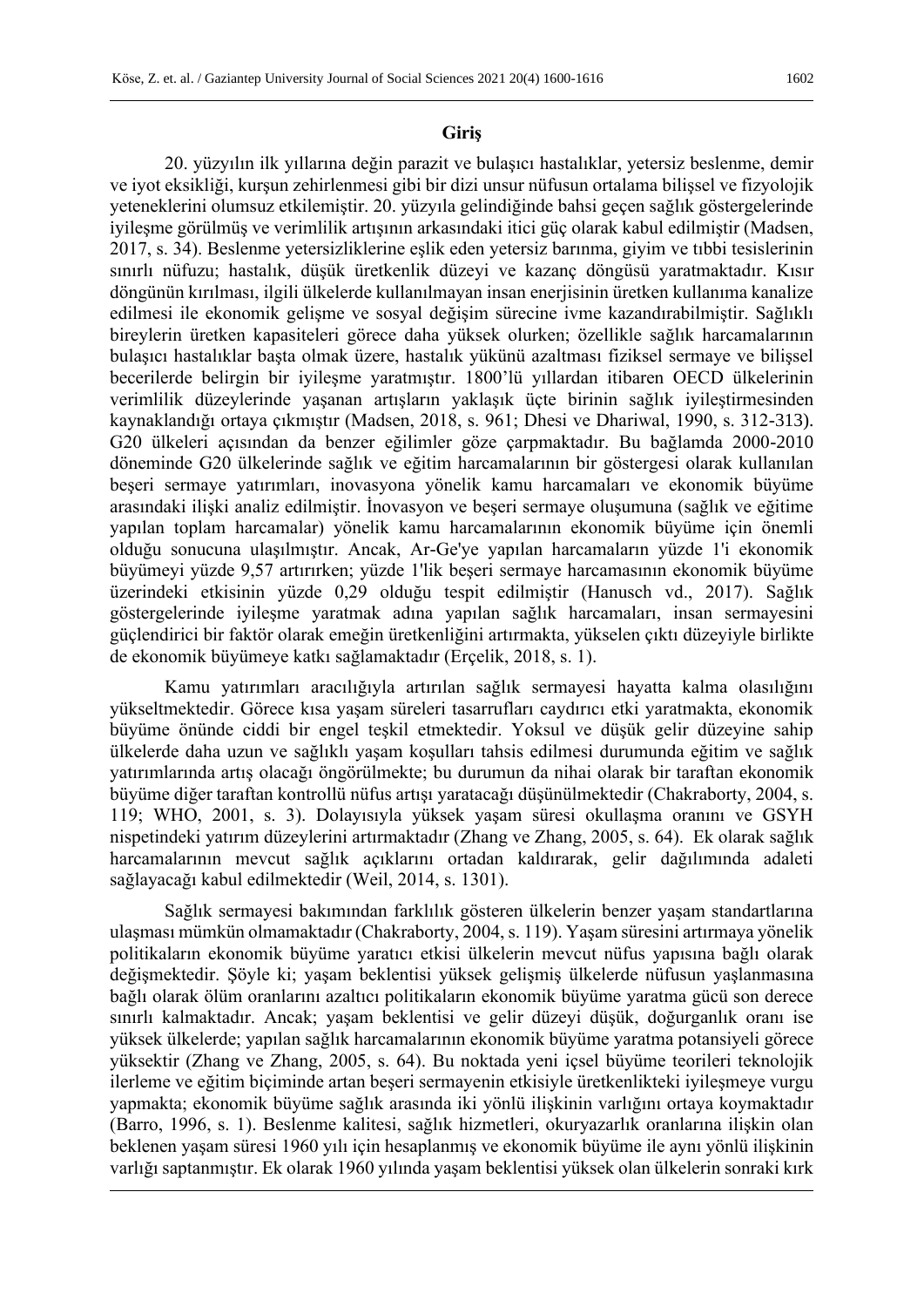## Giriş

20. yüzyılın ilk yıllarına değin parazit ve bulaşıcı hastalıklar, yetersiz beslenme, demir ve iyot eksikliği, kurşun zehirlenmesi gibi bir dizi unsur nüfusun ortalama bilişsel ve fizyolojik yeteneklerini olumsuz etkilemiştir. 20. yüzyıla gelindiğinde bahsi geçen sağlık göstergelerinde iyileşme görülmüş ve verimlilik artışının arkasındaki itici güç olarak kabul edilmiştir (Madsen, 2017, s. 34). Beslenme yetersizliklerine eşlik eden yetersiz barınma, giyim ve tıbbi tesislerinin sınırlı nüfuzu; hastalık, düşük üretkenlik düzeyi ve kazanç döngüsü yaratmaktadır. Kısır döngünün kırılması, ilgili ülkelerde kullanılmayan insan enerjisinin üretken kullanıma kanalize edilmesi ile ekonomik gelişme ve sosyal değişim sürecine ivme kazandırabilmiştir. Sağlıklı bireylerin üretken kapasiteleri görece daha yüksek olurken; özellikle sağlık harcamalarının bulaşıcı hastalıklar başta olmak üzere, hastalık yükünü azaltması fiziksel sermaye ve bilişsel becerilerde belirgin bir iyileşme yaratmıştır. 1800'lü yıllardan itibaren OECD ülkelerinin verimlilik düzeylerinde yaşanan artışların yaklaşık üçte birinin sağlık iyileştirmesinden kaynaklandığı ortaya çıkmıştır (Madsen, 2018, s. 961; Dhesi ve Dhariwal, 1990, s. 312-313). G20 ülkeleri açısından da benzer eğilimler göze çarpmaktadır. Bu bağlamda 2000-2010 döneminde G20 ülkelerinde sağlık ve eğitim harcamalarının bir göstergesi olarak kullanılan beşeri sermaye yatırımları, inovasyona yönelik kamu harcamaları ve ekonomik büyüme arasındaki ilişki analiz edilmiştir. İnovasyon ve beşeri sermaye oluşumuna (sağlık ve eğitime yapılan toplam harcamalar) yönelik kamu harcamalarının ekonomik büyüme için önemli olduğu sonucuna ulaşılmıştır. Ancak, Ar-Ge'ye yapılan harcamaların yüzde 1'i ekonomik büyümeyi yüzde 9,57 artırırken; yüzde 1'lik beşeri sermaye harcamasının ekonomik büyüme üzerindeki etkisinin yüzde 0,29 olduğu tespit edilmiştir (Hanusch vd., 2017). Sağlık göstergelerinde iyileşme yaratmak adına yapılan sağlık harcamaları, insan sermayesini güçlendirici bir faktör olarak emeğin üretkenliğini artırmakta, yükselen çıktı düzeyiyle birlikte de ekonomik büyümeye katkı sağlamaktadır (Erçelik, 2018, s. 1).

Kamu yatırımları aracılığıyla artırılan sağlık sermayesi hayatta kalma olasılığını yükseltmektedir. Görece kısa yaşam süreleri tasarrufları caydırıcı etki yaratmakta, ekonomik büyüme önünde ciddi bir engel teşkil etmektedir. Yoksul ve düşük gelir düzeyine sahip ülkelerde daha uzun ve sağlıklı yaşam koşulları tahsis edilmesi durumunda eğitim ve sağlık yatırımlarında artış olacağı öngörülmekte; bu durumun da nihai olarak bir taraftan ekonomik büyüme diğer taraftan kontrollü nüfus artışı yaratacağı düşünülmektedir (Chakraborty, 2004, s. 119; WHO, 2001, s. 3). Dolayısıyla yüksek yaşam süresi okullaşma oranını ve GSYH nispetindeki yatırım düzeylerini artırmaktadır (Zhang ve Zhang, 2005, s. 64). Ek olarak sağlık harcamalarının mevcut sağlık açıklarını ortadan kaldırarak, gelir dağılımında adaleti sağlayacağı kabul edilmektedir (Weil, 2014, s. 1301).

Sağlık sermayesi bakımından farklılık gösteren ülkelerin benzer yaşam standartlarına ulaşması mümkün olmamaktadır (Chakraborty, 2004, s. 119). Yaşam süresini artırmaya yönelik politikaların ekonomik büyüme yaratıcı etkisi ülkelerin mevcut nüfus yapısına bağlı olarak değişmektedir. Şöyle ki; yaşam beklentisi yüksek gelişmiş ülkelerde nüfusun yaşlanmasına bağlı olarak ölüm oranlarını azaltıcı politikaların ekonomik büyüme yaratma gücü son derece sınırlı kalmaktadır. Ancak; yaşam beklentisi ve gelir düzeyi düşük, doğurganlık oranı ise yüksek ülkelerde; yapılan sağlık harcamalarının ekonomik büyüme yaratma potansiyeli görece yüksektir (Zhang ve Zhang, 2005, s. 64). Bu noktada yeni içsel büyüme teorileri teknolojik ilerleme ve eğitim biçiminde artan beşeri sermayenin etkisiyle üretkenlikteki iyileşmeye vurgu yapmakta; ekonomik büyüme sağlık arasında iki yönlü ilişkinin varlığını ortaya koymaktadır (Barro, 1996, s. 1). Beslenme kalitesi, sağlık hizmetleri, okuryazarlık oranlarına ilişkin olan beklenen yaşam süresi 1960 yılı için hesaplanmış ve ekonomik büyüme ile aynı yönlü ilişkinin varlığı saptanmıştır. Ek olarak 1960 yılında yaşam beklentisi yüksek olan ülkelerin sonraki kırk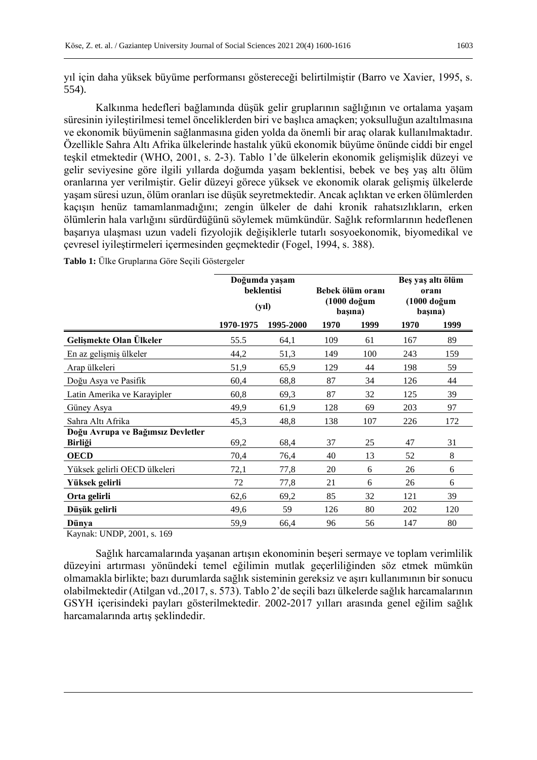yıl için daha yüksek büyüme performansı göstereceği belirtilmiştir (Barro ve Xavier, 1995, s. 554).

Kalkınma hedefleri bağlamında düşük gelir gruplarının sağlığının ve ortalama yaşam süresinin iyileştirilmesi temel önceliklerden biri ve başlıca amaçken; yoksulluğun azaltılmasına ve ekonomik büyümenin sağlanmasına giden yolda da önemli bir araç olarak kullanılmaktadır. Özellikle Sahra Altı Afrika ülkelerinde hastalık yükü ekonomik büyüme önünde ciddi bir engel teşkil etmektedir (WHO, 2001, s. 2-3). Tablo 1'de ülkelerin ekonomik gelişmişlik düzeyi ve gelir seviyesine göre ilgili yıllarda doğumda yaşam beklentisi, bebek ve beş yaş altı ölüm oranlarına yer verilmiştir. Gelir düzeyi görece yüksek ve ekonomik olarak gelişmiş ülkelerde yaşam süresi uzun, ölüm oranları ise düşük seyretmektedir. Ancak açlıktan ve erken ölümlerden kaçışın henüz tamamlanmadığını; zengin ülkeler de dahi kronik rahatsızlıkların, erken ölümlerin hala varlığını sürdürdüğünü söylemek mümkündür. Sağlık reformlarının hedeflenen başarıya ulaşması uzun vadeli fizyolojik değişikliklerle tutarlı sosyoekonomik, biyomedikal ve çevresel iyileştirmeleri içermesinden geçmektedir (Fogel, 1994, s. 388).

**Tablo 1:** Ülke Gruplarına Göre Seçili Göstergeler

| | Doğumda yaşam beklentisi (yıl) | | Bebek ölüm oranı (1000 doğum başına) | | Beş yaş altı ölüm oranı (1000 doğum başına) | |
|---|---|---|---|---|---|---|
| | 1970-1975 | 1995-2000 | 1970 | 1999 | 1970 | 1999 |
| **Gelişmekte Olan Ülkeler** | 55.5 | 64,1 | 109 | 61 | 167 | 89 |
| En az gelişmiş ülkeler | 44,2 | 51,3 | 149 | 100 | 243 | 159 |
| Arap ülkeleri | 51,9 | 65,9 | 129 | 44 | 198 | 59 |
| Doğu Asya ve Pasifik | 60,4 | 68,8 | 87 | 34 | 126 | 44 |
| Latin Amerika ve Karayipler | 60,8 | 69,3 | 87 | 32 | 125 | 39 |
| Güney Asya | 49,9 | 61,9 | 128 | 69 | 203 | 97 |
| Sahra Altı Afrika | 45,3 | 48,8 | 138 | 107 | 226 | 172 |
| **Doğu Avrupa ve Bağımsız Devletler Birliği** | 69,2 | 68,4 | 37 | 25 | 47 | 31 |
| **OECD** | 70,4 | 76,4 | 40 | 13 | 52 | 8 |
| Yüksek gelirli OECD ülkeleri | 72,1 | 77,8 | 20 | 6 | 26 | 6 |
| **Yüksek gelirli** | 72 | 77,8 | 21 | 6 | 26 | 6 |
| **Orta gelirli** | 62,6 | 69,2 | 85 | 32 | 121 | 39 |
| **Düşük gelirli** | 49,6 | 59 | 126 | 80 | 202 | 120 |
| **Dünya** | 59,9 | 66,4 | 96 | 56 | 147 | 80 |

Kaynak: UNDP, 2001, s. 169

Sağlık harcamalarında yaşanan artışın ekonominin beşeri sermaye ve toplam verimlilik düzeyini artırması yönündeki temel eğilimin mutlak geçerliliğinden söz etmek mümkün olmamakla birlikte; bazı durumlarda sağlık sisteminin gereksiz ve aşırı kullanımının bir sonucu olabilmektedir (Atilgan vd.,2017, s. 573). Tablo 2'de seçili bazı ülkelerde sağlık harcamalarının GSYH içerisindeki payları gösterilmektedir. 2002-2017 yılları arasında genel eğilim sağlık harcamalarında artış şeklindedir.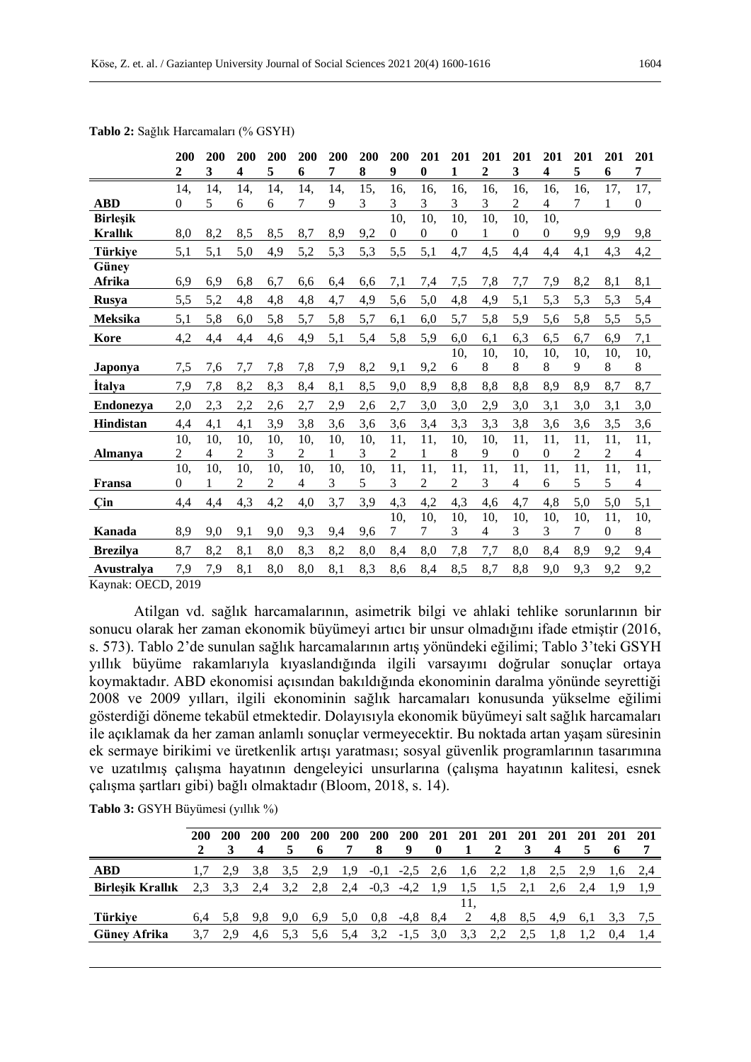**Tablo 2:** Sağlık Harcamaları (% GSYH)

| | 2002 | 2003 | 2004 | 2005 | 2006 | 2007 | 2008 | 2009 | 2010 | 2011 | 2012 | 2013 | 2014 | 2015 | 2016 | 2017 |
|---|---|---|---|---|---|---|---|---|---|---|---|---|---|---|---|---|
| **ABD** | 14,0 | 14,5 | 14,6 | 14,6 | 14,7 | 14,9 | 15,3 | 16,3 | 16,3 | 16,3 | 16,3 | 16,2 | 16,4 | 16,7 | 17,1 | 17,0 |
| **Birleşik Krallık** | 8,0 | 8,2 | 8,5 | 8,5 | 8,7 | 8,9 | 9,2 | 10,0 | 10,0 | 10,0 | 10,1 | 10,0 | 10,0 | 9,9 | 9,9 | 9,8 |
| **Türkiye** | 5,1 | 5,1 | 5,0 | 4,9 | 5,2 | 5,3 | 5,3 | 5,5 | 5,1 | 4,7 | 4,5 | 4,4 | 4,4 | 4,1 | 4,3 | 4,2 |
| **Güney Afrika** | 6,9 | 6,9 | 6,8 | 6,7 | 6,6 | 6,4 | 6,6 | 7,1 | 7,4 | 7,5 | 7,8 | 7,7 | 7,9 | 8,2 | 8,1 | 8,1 |
| **Rusya** | 5,5 | 5,2 | 4,8 | 4,8 | 4,8 | 4,7 | 4,9 | 5,6 | 5,0 | 4,8 | 4,9 | 5,1 | 5,3 | 5,3 | 5,3 | 5,4 |
| **Meksika** | 5,1 | 5,8 | 6,0 | 5,8 | 5,7 | 5,8 | 5,7 | 6,1 | 6,0 | 5,7 | 5,8 | 5,9 | 5,6 | 5,8 | 5,5 | 5,5 |
| **Kore** | 4,2 | 4,4 | 4,4 | 4,6 | 4,9 | 5,1 | 5,4 | 5,8 | 5,9 | 6,0 | 6,1 | 6,3 | 6,5 | 6,7 | 6,9 | 7,1 |
| **Japonya** | 7,5 | 7,6 | 7,7 | 7,8 | 7,8 | 7,9 | 8,2 | 9,1 | 9,2 | 10,6 | 10,8 | 10,8 | 10,8 | 10,9 | 10,8 | 10,8 |
| **İtalya** | 7,9 | 7,8 | 8,2 | 8,3 | 8,4 | 8,1 | 8,5 | 9,0 | 8,9 | 8,8 | 8,8 | 8,8 | 8,9 | 8,9 | 8,7 | 8,7 |
| **Endonezya** | 2,0 | 2,3 | 2,2 | 2,6 | 2,7 | 2,9 | 2,6 | 2,7 | 3,0 | 3,0 | 2,9 | 3,0 | 3,1 | 3,0 | 3,1 | 3,0 |
| **Hindistan** | 4,4 | 4,1 | 4,1 | 3,9 | 3,8 | 3,6 | 3,6 | 3,6 | 3,4 | 3,3 | 3,3 | 3,8 | 3,6 | 3,6 | 3,5 | 3,6 |
| **Almanya** | 10,2 | 10,4 | 10,2 | 10,3 | 10,2 | 10,1 | 10,3 | 11,2 | 11,1 | 10,8 | 10,9 | 11,0 | 11,0 | 11,2 | 11,2 | 11,4 |
| **Fransa** | 10,0 | 10,1 | 10,2 | 10,2 | 10,4 | 10,3 | 10,5 | 11,3 | 11,2 | 11,2 | 11,3 | 11,4 | 11,6 | 11,5 | 11,5 | 11,4 |
| **Çin** | 4,4 | 4,4 | 4,3 | 4,2 | 4,0 | 3,7 | 3,9 | 4,3 | 4,2 | 4,3 | 4,6 | 4,7 | 4,8 | 5,0 | 5,0 | 5,1 |
| **Kanada** | 8,9 | 9,0 | 9,1 | 9,0 | 9,3 | 9,4 | 9,6 | 10,7 | 10,7 | 10,3 | 10,4 | 10,3 | 10,3 | 10,7 | 11,0 | 10,8 |
| **Brezilya** | 8,7 | 8,2 | 8,1 | 8,0 | 8,3 | 8,2 | 8,0 | 8,4 | 8,0 | 7,8 | 7,7 | 8,0 | 8,4 | 8,9 | 9,2 | 9,4 |
| **Avustralya** | 7,9 | 7,9 | 8,1 | 8,0 | 8,0 | 8,1 | 8,3 | 8,6 | 8,4 | 8,5 | 8,7 | 8,8 | 9,0 | 9,3 | 9,2 | 9,2 |

Kaynak: OECD, 2019

Atilgan vd. sağlık harcamalarının, asimetrik bilgi ve ahlaki tehlike sorunlarının bir sonucu olarak her zaman ekonomik büyümeyi artıcı bir unsur olmadığını ifade etmiştir (2016, s. 573). Tablo 2'de sunulan sağlık harcamalarının artış yönündeki eğilimi; Tablo 3'teki GSYH yıllık büyüme rakamlarıyla kıyaslandığında ilgili varsayımı doğrular sonuçlar ortaya koymaktadır. ABD ekonomisi açısından bakıldığında ekonominin daralma yönünde seyrettiği 2008 ve 2009 yılları, ilgili ekonominin sağlık harcamaları konusunda yükselme eğilimi gösterdiği döneme tekabül etmektedir. Dolayısıyla ekonomik büyümeyi salt sağlık harcamaları ile açıklamak da her zaman anlamlı sonuçlar vermeyecektir. Bu noktada artan yaşam süresinin ek sermaye birikimi ve üretkenlik artışı yaratması; sosyal güvenlik programlarının tasarımına ve uzatılmış çalışma hayatının dengeleyici unsurlarına (çalışma hayatının kalitesi, esnek çalışma şartları gibi) bağlı olmaktadır (Bloom, 2018, s. 14).

**Tablo 3:** GSYH Büyümesi (yıllık %)

| | 2002 | 2003 | 2004 | 2005 | 2006 | 2007 | 2008 | 2009 | 2010 | 2011 | 2012 | 2013 | 2014 | 2015 | 2016 | 2017 |
|---|---|---|---|---|---|---|---|---|---|---|---|---|---|---|---|---|
| **ABD** | 1,7 | 2,9 | 3,8 | 3,5 | 2,9 | 1,9 | -0,1 | -2,5 | 2,6 | 1,6 | 2,2 | 1,8 | 2,5 | 2,9 | 1,6 | 2,4 |
| **Birleşik Krallık** | 2,3 | 3,3 | 2,4 | 3,2 | 2,8 | 2,4 | -0,3 | -4,2 | 1,9 | 1,5 | 1,5 | 2,1 | 2,6 | 2,4 | 1,9 | 1,9 |
| **Türkiye** | 6,4 | 5,8 | 9,8 | 9,0 | 6,9 | 5,0 | 0,8 | -4,8 | 8,4 | 11,2 | 4,8 | 8,5 | 4,9 | 6,1 | 3,3 | 7,5 |
| **Güney Afrika** | 3,7 | 2,9 | 4,6 | 5,3 | 5,6 | 5,4 | 3,2 | -1,5 | 3,0 | 3,3 | 2,2 | 2,5 | 1,8 | 1,2 | 0,4 | 1,4 |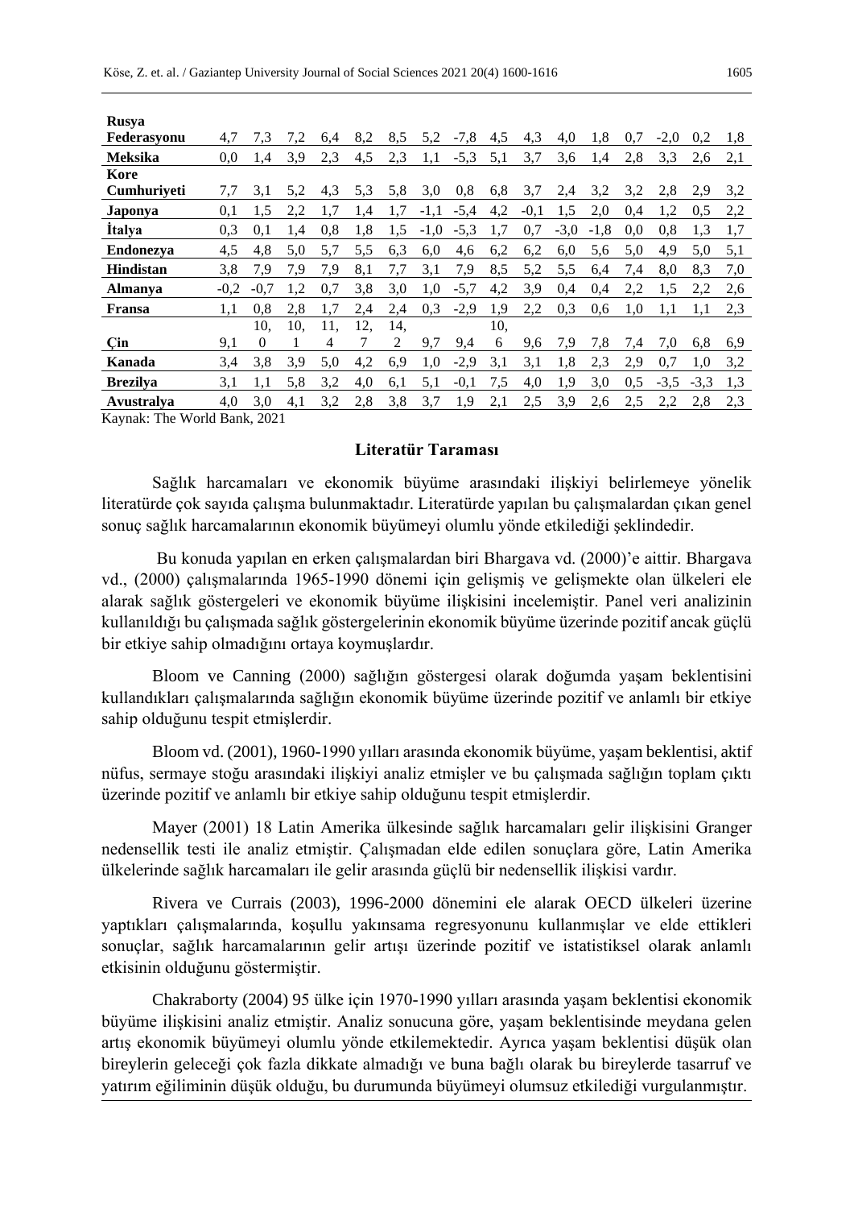| | | | | | | | | | | | | | | | | |
|---|---|---|---|---|---|---|---|---|---|---|---|---|---|---|---|---|
| **Rusya Federasyonu** | 4,7 | 7,3 | 7,2 | 6,4 | 8,2 | 8,5 | 5,2 | -7,8 | 4,5 | 4,3 | 4,0 | 1,8 | 0,7 | -2,0 | 0,2 | 1,8 |
| **Meksika** | 0,0 | 1,4 | 3,9 | 2,3 | 4,5 | 2,3 | 1,1 | -5,3 | 5,1 | 3,7 | 3,6 | 1,4 | 2,8 | 3,3 | 2,6 | 2,1 |
| **Kore Cumhuriyeti** | 7,7 | 3,1 | 5,2 | 4,3 | 5,3 | 5,8 | 3,0 | 0,8 | 6,8 | 3,7 | 2,4 | 3,2 | 3,2 | 2,8 | 2,9 | 3,2 |
| **Japonya** | 0,1 | 1,5 | 2,2 | 1,7 | 1,4 | 1,7 | -1,1 | -5,4 | 4,2 | -0,1 | 1,5 | 2,0 | 0,4 | 1,2 | 0,5 | 2,2 |
| **İtalya** | 0,3 | 0,1 | 1,4 | 0,8 | 1,8 | 1,5 | -1,0 | -5,3 | 1,7 | 0,7 | -3,0 | -1,8 | 0,0 | 0,8 | 1,3 | 1,7 |
| **Endonezya** | 4,5 | 4,8 | 5,0 | 5,7 | 5,5 | 6,3 | 6,0 | 4,6 | 6,2 | 6,2 | 6,0 | 5,6 | 5,0 | 4,9 | 5,0 | 5,1 |
| **Hindistan** | 3,8 | 7,9 | 7,9 | 7,9 | 8,1 | 7,7 | 3,1 | 7,9 | 8,5 | 5,2 | 5,5 | 6,4 | 7,4 | 8,0 | 8,3 | 7,0 |
| **Almanya** | -0,2 | -0,7 | 1,2 | 0,7 | 3,8 | 3,0 | 1,0 | -5,7 | 4,2 | 3,9 | 0,4 | 0,4 | 2,2 | 1,5 | 2,2 | 2,6 |
| **Fransa** | 1,1 | 0,8 | 2,8 | 1,7 | 2,4 | 2,4 | 0,3 | -2,9 | 1,9 | 2,2 | 0,3 | 0,6 | 1,0 | 1,1 | 1,1 | 2,3 |
| **Çin** | 9,1 | 10,0 | 10,1 | 11,4 | 12,7 | 14,2 | 9,7 | 9,4 | 10,6 | 9,6 | 7,9 | 7,8 | 7,4 | 7,0 | 6,8 | 6,9 |
| **Kanada** | 3,4 | 3,8 | 3,9 | 5,0 | 4,2 | 6,9 | 1,0 | -2,9 | 3,1 | 3,1 | 1,8 | 2,3 | 2,9 | 0,7 | 1,0 | 3,2 |
| **Brezilya** | 3,1 | 1,1 | 5,8 | 3,2 | 4,0 | 6,1 | 5,1 | -0,1 | 7,5 | 4,0 | 1,9 | 3,0 | 0,5 | -3,5 | -3,3 | 1,3 |
| **Avustralya** | 4,0 | 3,0 | 4,1 | 3,2 | 2,8 | 3,8 | 3,7 | 1,9 | 2,1 | 2,5 | 3,9 | 2,6 | 2,5 | 2,2 | 2,8 | 2,3 |

Kaynak: The World Bank, 2021

## Literatür Taraması

Sağlık harcamaları ve ekonomik büyüme arasındaki ilişkiyi belirlemeye yönelik literatürde çok sayıda çalışma bulunmaktadır. Literatürde yapılan bu çalışmalardan çıkan genel sonuç sağlık harcamalarının ekonomik büyümeyi olumlu yönde etkilediği şeklindedir.

Bu konuda yapılan en erken çalışmalardan biri Bhargava vd. (2000)'e aittir. Bhargava vd., (2000) çalışmalarında 1965-1990 dönemi için gelişmiş ve gelişmekte olan ülkeleri ele alarak sağlık göstergeleri ve ekonomik büyüme ilişkisini incelemiştir. Panel veri analizinin kullanıldığı bu çalışmada sağlık göstergelerinin ekonomik büyüme üzerinde pozitif ancak güçlü bir etkiye sahip olmadığını ortaya koymuşlardır.

Bloom ve Canning (2000) sağlığın göstergesi olarak doğumda yaşam beklentisini kullandıkları çalışmalarında sağlığın ekonomik büyüme üzerinde pozitif ve anlamlı bir etkiye sahip olduğunu tespit etmişlerdir.

Bloom vd. (2001), 1960-1990 yılları arasında ekonomik büyüme, yaşam beklentisi, aktif nüfus, sermaye stoğu arasındaki ilişkiyi analiz etmişler ve bu çalışmada sağlığın toplam çıktı üzerinde pozitif ve anlamlı bir etkiye sahip olduğunu tespit etmişlerdir.

Mayer (2001) 18 Latin Amerika ülkesinde sağlık harcamaları gelir ilişkisini Granger nedensellik testi ile analiz etmiştir. Çalışmadan elde edilen sonuçlara göre, Latin Amerika ülkelerinde sağlık harcamaları ile gelir arasında güçlü bir nedensellik ilişkisi vardır.

Rivera ve Currais (2003), 1996-2000 dönemini ele alarak OECD ülkeleri üzerine yaptıkları çalışmalarında, koşullu yakınsama regresyonunu kullanmışlar ve elde ettikleri sonuçlar, sağlık harcamalarının gelir artışı üzerinde pozitif ve istatistiksel olarak anlamlı etkisinin olduğunu göstermiştir.

Chakraborty (2004) 95 ülke için 1970-1990 yılları arasında yaşam beklentisi ekonomik büyüme ilişkisini analiz etmiştir. Analiz sonucuna göre, yaşam beklentisinde meydana gelen artış ekonomik büyümeyi olumlu yönde etkilemektedir. Ayrıca yaşam beklentisi düşük olan bireylerin geleceği çok fazla dikkate almadığı ve buna bağlı olarak bu bireylerde tasarruf ve yatırım eğiliminin düşük olduğu, bu durumunda büyümeyi olumsuz etkilediği vurgulanmıştır.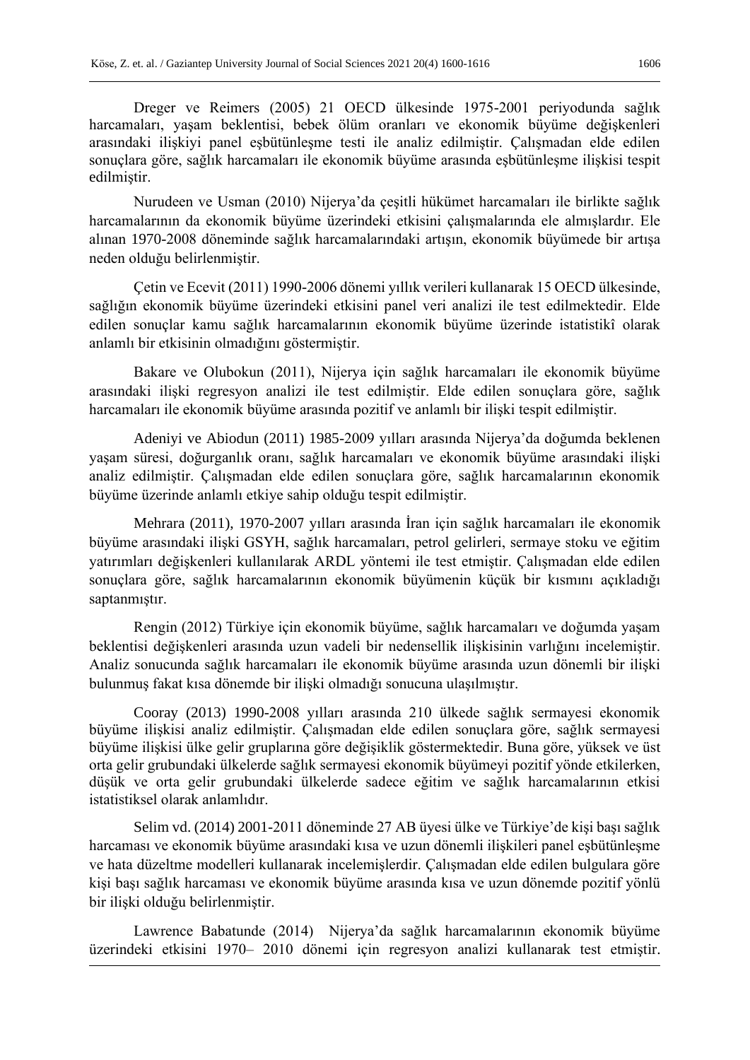Dreger ve Reimers (2005) 21 OECD ülkesinde 1975-2001 periyodunda sağlık harcamaları, yaşam beklentisi, bebek ölüm oranları ve ekonomik büyüme değişkenleri arasındaki ilişkiyi panel eşbütünleşme testi ile analiz edilmiştir. Çalışmadan elde edilen sonuçlara göre, sağlık harcamaları ile ekonomik büyüme arasında eşbütünleşme ilişkisi tespit edilmiştir.

Nurudeen ve Usman (2010) Nijerya'da çeşitli hükümet harcamaları ile birlikte sağlık harcamalarının da ekonomik büyüme üzerindeki etkisini çalışmalarında ele almışlardır. Ele alınan 1970-2008 döneminde sağlık harcamalarındaki artışın, ekonomik büyümede bir artışa neden olduğu belirlenmiştir.

Çetin ve Ecevit (2011) 1990-2006 dönemi yıllık verileri kullanarak 15 OECD ülkesinde, sağlığın ekonomik büyüme üzerindeki etkisini panel veri analizi ile test edilmektedir. Elde edilen sonuçlar kamu sağlık harcamalarının ekonomik büyüme üzerinde istatistikî olarak anlamlı bir etkisinin olmadığını göstermiştir.

Bakare ve Olubokun (2011), Nijerya için sağlık harcamaları ile ekonomik büyüme arasındaki ilişki regresyon analizi ile test edilmiştir. Elde edilen sonuçlara göre, sağlık harcamaları ile ekonomik büyüme arasında pozitif ve anlamlı bir ilişki tespit edilmiştir.

Adeniyi ve Abiodun (2011) 1985-2009 yılları arasında Nijerya'da doğumda beklenen yaşam süresi, doğurganlık oranı, sağlık harcamaları ve ekonomik büyüme arasındaki ilişki analiz edilmiştir. Çalışmadan elde edilen sonuçlara göre, sağlık harcamalarının ekonomik büyüme üzerinde anlamlı etkiye sahip olduğu tespit edilmiştir.

Mehrara (2011), 1970-2007 yılları arasında İran için sağlık harcamaları ile ekonomik büyüme arasındaki ilişki GSYH, sağlık harcamaları, petrol gelirleri, sermaye stoku ve eğitim yatırımları değişkenleri kullanılarak ARDL yöntemi ile test etmiştir. Çalışmadan elde edilen sonuçlara göre, sağlık harcamalarının ekonomik büyümenin küçük bir kısmını açıkladığı saptanmıştır.

Rengin (2012) Türkiye için ekonomik büyüme, sağlık harcamaları ve doğumda yaşam beklentisi değişkenleri arasında uzun vadeli bir nedensellik ilişkisinin varlığını incelemiştir. Analiz sonucunda sağlık harcamaları ile ekonomik büyüme arasında uzun dönemli bir ilişki bulunmuş fakat kısa dönemde bir ilişki olmadığı sonucuna ulaşılmıştır.

Cooray (2013) 1990-2008 yılları arasında 210 ülkede sağlık sermayesi ekonomik büyüme ilişkisi analiz edilmiştir. Çalışmadan elde edilen sonuçlara göre, sağlık sermayesi büyüme ilişkisi ülke gelir gruplarına göre değişiklik göstermektedir. Buna göre, yüksek ve üst orta gelir grubundaki ülkelerde sağlık sermayesi ekonomik büyümeyi pozitif yönde etkilerken, düşük ve orta gelir grubundaki ülkelerde sadece eğitim ve sağlık harcamalarının etkisi istatistiksel olarak anlamlıdır.

Selim vd. (2014) 2001-2011 döneminde 27 AB üyesi ülke ve Türkiye'de kişi başı sağlık harcaması ve ekonomik büyüme arasındaki kısa ve uzun dönemli ilişkileri panel eşbütünleşme ve hata düzeltme modelleri kullanarak incelemişlerdir. Çalışmadan elde edilen bulgulara göre kişi başı sağlık harcaması ve ekonomik büyüme arasında kısa ve uzun dönemde pozitif yönlü bir ilişki olduğu belirlenmiştir.

Lawrence Babatunde (2014) Nijerya'da sağlık harcamalarının ekonomik büyüme üzerindeki etkisini 1970– 2010 dönemi için regresyon analizi kullanarak test etmiştir.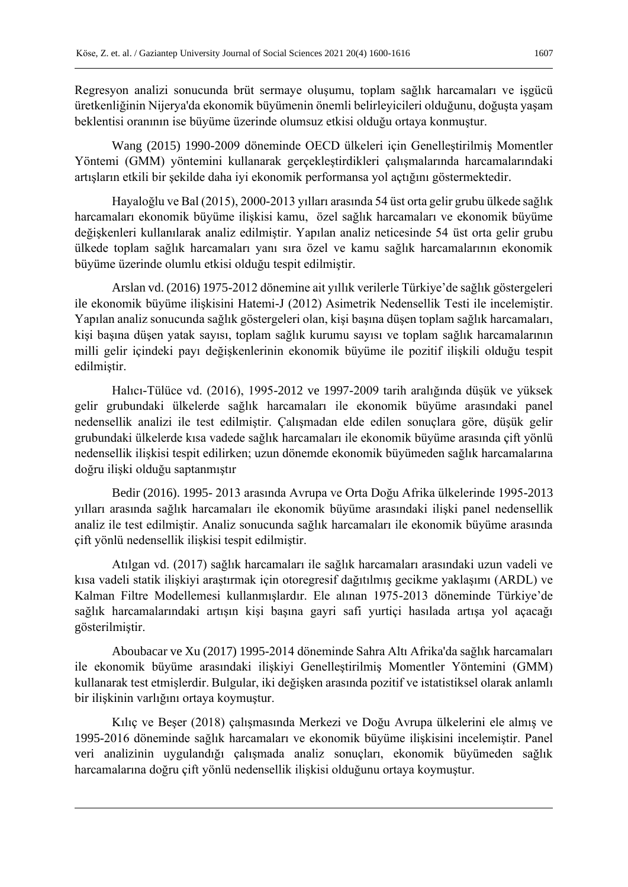Regresyon analizi sonucunda brüt sermaye oluşumu, toplam sağlık harcamaları ve işgücü üretkenliğinin Nijerya'da ekonomik büyümenin önemli belirleyicileri olduğunu, doğuşta yaşam beklentisi oranının ise büyüme üzerinde olumsuz etkisi olduğu ortaya konmuştur.

Wang (2015) 1990-2009 döneminde OECD ülkeleri için Genelleştirilmiş Momentler Yöntemi (GMM) yöntemini kullanarak gerçekleştirdikleri çalışmalarında harcamalarındaki artışların etkili bir şekilde daha iyi ekonomik performansa yol açtığını göstermektedir.

Hayaloğlu ve Bal (2015), 2000-2013 yılları arasında 54 üst orta gelir grubu ülkede sağlık harcamaları ekonomik büyüme ilişkisi kamu, özel sağlık harcamaları ve ekonomik büyüme değişkenleri kullanılarak analiz edilmiştir. Yapılan analiz neticesinde 54 üst orta gelir grubu ülkede toplam sağlık harcamaları yanı sıra özel ve kamu sağlık harcamalarının ekonomik büyüme üzerinde olumlu etkisi olduğu tespit edilmiştir.

Arslan vd. (2016) 1975-2012 dönemine ait yıllık verilerle Türkiye'de sağlık göstergeleri ile ekonomik büyüme ilişkisini Hatemi-J (2012) Asimetrik Nedensellik Testi ile incelemiştir. Yapılan analiz sonucunda sağlık göstergeleri olan, kişi başına düşen toplam sağlık harcamaları, kişi başına düşen yatak sayısı, toplam sağlık kurumu sayısı ve toplam sağlık harcamalarının milli gelir içindeki payı değişkenlerinin ekonomik büyüme ile pozitif ilişkili olduğu tespit edilmiştir.

Halıcı-Tülüce vd. (2016), 1995-2012 ve 1997-2009 tarih aralığında düşük ve yüksek gelir grubundaki ülkelerde sağlık harcamaları ile ekonomik büyüme arasındaki panel nedensellik analizi ile test edilmiştir. Çalışmadan elde edilen sonuçlara göre, düşük gelir grubundaki ülkelerde kısa vadede sağlık harcamaları ile ekonomik büyüme arasında çift yönlü nedensellik ilişkisi tespit edilirken; uzun dönemde ekonomik büyümeden sağlık harcamalarına doğru ilişki olduğu saptanmıştır

Bedir (2016). 1995- 2013 arasında Avrupa ve Orta Doğu Afrika ülkelerinde 1995-2013 yılları arasında sağlık harcamaları ile ekonomik büyüme arasındaki ilişki panel nedensellik analiz ile test edilmiştir. Analiz sonucunda sağlık harcamaları ile ekonomik büyüme arasında çift yönlü nedensellik ilişkisi tespit edilmiştir.

Atılgan vd. (2017) sağlık harcamaları ile sağlık harcamaları arasındaki uzun vadeli ve kısa vadeli statik ilişkiyi araştırmak için otoregresif dağıtılmış gecikme yaklaşımı (ARDL) ve Kalman Filtre Modellemesi kullanmışlardır. Ele alınan 1975-2013 döneminde Türkiye'de sağlık harcamalarındaki artışın kişi başına gayri safi yurtiçi hasılada artışa yol açacağı gösterilmiştir.

Aboubacar ve Xu (2017) 1995-2014 döneminde Sahra Altı Afrika'da sağlık harcamaları ile ekonomik büyüme arasındaki ilişkiyi Genelleştirilmiş Momentler Yöntemini (GMM) kullanarak test etmişlerdir. Bulgular, iki değişken arasında pozitif ve istatistiksel olarak anlamlı bir ilişkinin varlığını ortaya koymuştur.

Kılıç ve Beşer (2018) çalışmasında Merkezi ve Doğu Avrupa ülkelerini ele almış ve 1995-2016 döneminde sağlık harcamaları ve ekonomik büyüme ilişkisini incelemiştir. Panel veri analizinin uygulandığı çalışmada analiz sonuçları, ekonomik büyümeden sağlık harcamalarına doğru çift yönlü nedensellik ilişkisi olduğunu ortaya koymuştur.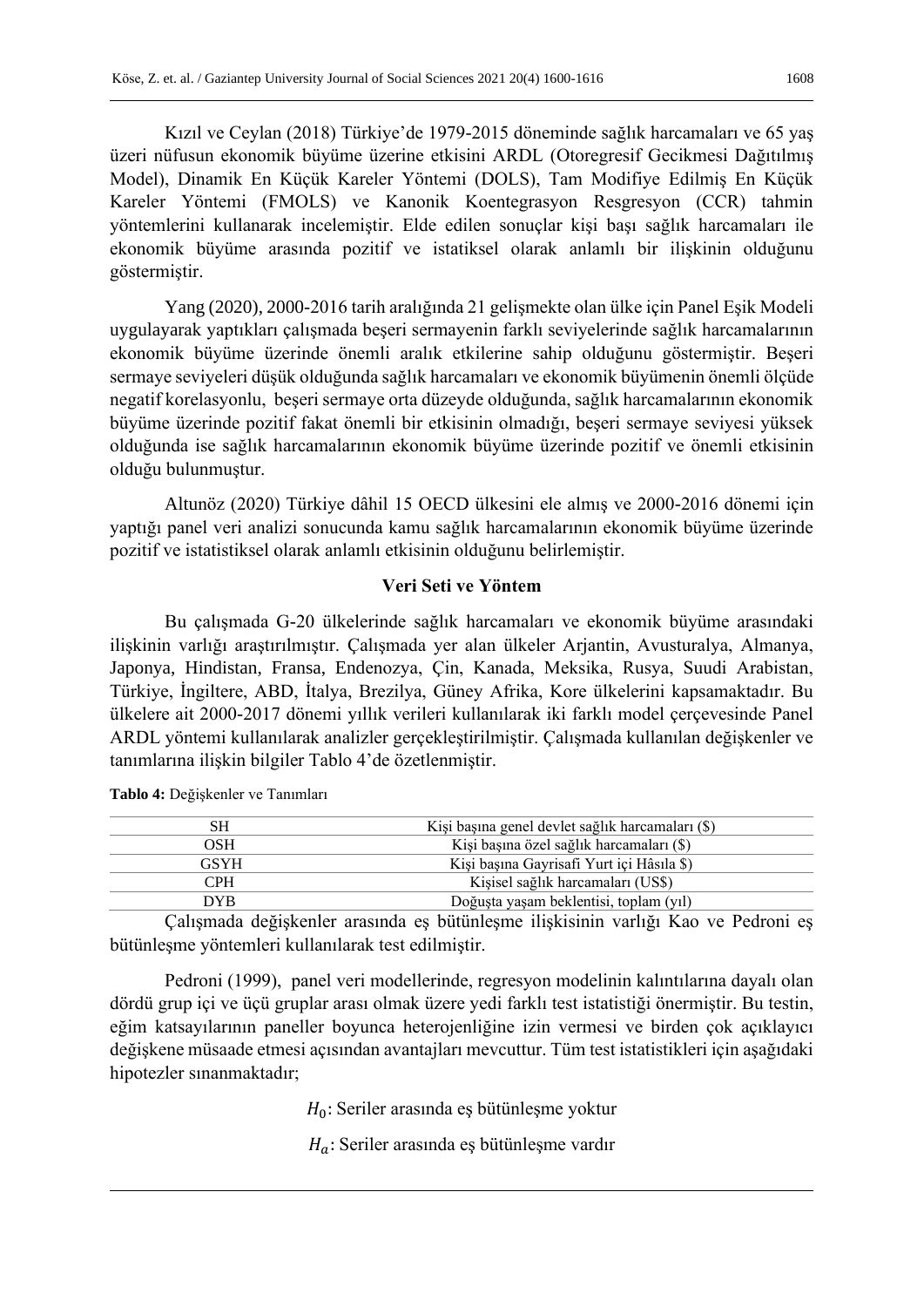Kızıl ve Ceylan (2018) Türkiye'de 1979-2015 döneminde sağlık harcamaları ve 65 yaş üzeri nüfusun ekonomik büyüme üzerine etkisini ARDL (Otoregresif Gecikmesi Dağıtılmış Model), Dinamik En Küçük Kareler Yöntemi (DOLS), Tam Modifiye Edilmiş En Küçük Kareler Yöntemi (FMOLS) ve Kanonik Koentegrasyon Resgresyon (CCR) tahmin yöntemlerini kullanarak incelemiştir. Elde edilen sonuçlar kişi başı sağlık harcamaları ile ekonomik büyüme arasında pozitif ve istatiksel olarak anlamlı bir ilişkinin olduğunu göstermiştir.

Yang (2020), 2000-2016 tarih aralığında 21 gelişmekte olan ülke için Panel Eşik Modeli uygulayarak yaptıkları çalışmada beşeri sermayenin farklı seviyelerinde sağlık harcamalarının ekonomik büyüme üzerinde önemli aralık etkilerine sahip olduğunu göstermiştir. Beşeri sermaye seviyeleri düşük olduğunda sağlık harcamaları ve ekonomik büyümenin önemli ölçüde negatif korelasyonlu, beşeri sermaye orta düzeyde olduğunda, sağlık harcamalarının ekonomik büyüme üzerinde pozitif fakat önemli bir etkisinin olmadığı, beşeri sermaye seviyesi yüksek olduğunda ise sağlık harcamalarının ekonomik büyüme üzerinde pozitif ve önemli etkisinin olduğu bulunmuştur.

Altunöz (2020) Türkiye dâhil 15 OECD ülkesini ele almış ve 2000-2016 dönemi için yaptığı panel veri analizi sonucunda kamu sağlık harcamalarının ekonomik büyüme üzerinde pozitif ve istatistiksel olarak anlamlı etkisinin olduğunu belirlemiştir.

## Veri Seti ve Yöntem

Bu çalışmada G-20 ülkelerinde sağlık harcamaları ve ekonomik büyüme arasındaki ilişkinin varlığı araştırılmıştır. Çalışmada yer alan ülkeler Arjantin, Avusturalya, Almanya, Japonya, Hindistan, Fransa, Endenozya, Çin, Kanada, Meksika, Rusya, Suudi Arabistan, Türkiye, İngiltere, ABD, İtalya, Brezilya, Güney Afrika, Kore ülkelerini kapsamaktadır. Bu ülkelere ait 2000-2017 dönemi yıllık verileri kullanılarak iki farklı model çerçevesinde Panel ARDL yöntemi kullanılarak analizler gerçekleştirilmiştir. Çalışmada kullanılan değişkenler ve tanımlarına ilişkin bilgiler Tablo 4'de özetlenmiştir.

**Tablo 4:** Değişkenler ve Tanımları

| | |
|---|---|
| SH | Kişi başına genel devlet sağlık harcamaları ($) |
| OSH | Kişi başına özel sağlık harcamaları ($) |
| GSYH | Kişi başına Gayrisafi Yurt içi Hâsıla $) |
| CPH | Kişisel sağlık harcamaları (US$) |
| DYB | Doğuşta yaşam beklentisi, toplam (yıl) |

Çalışmada değişkenler arasında eş bütünleşme ilişkisinin varlığı Kao ve Pedroni eş bütünleşme yöntemleri kullanılarak test edilmiştir.

Pedroni (1999), panel veri modellerinde, regresyon modelinin kalıntılarına dayalı olan dördü grup içi ve üçü gruplar arası olmak üzere yedi farklı test istatistiği önermiştir. Bu testin, eğim katsayılarının paneller boyunca heterojenliğine izin vermesi ve birden çok açıklayıcı değişkene müsaade etmesi açısından avantajları mevcuttur. Tüm test istatistikleri için aşağıdaki hipotezler sınanmaktadır;

$H_0$: Seriler arasında eş bütünleşme yoktur

$H_a$: Seriler arasında eş bütünleşme vardır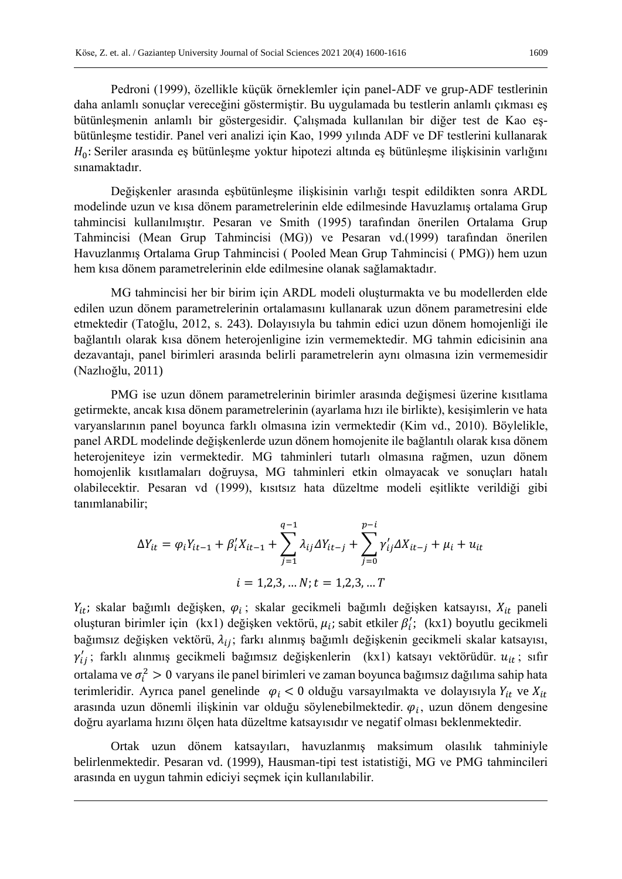Pedroni (1999), özellikle küçük örneklemler için panel-ADF ve grup-ADF testlerinin daha anlamlı sonuçlar vereceğini göstermiştir. Bu uygulamada bu testlerin anlamlı çıkması eş bütünleşmenin anlamlı bir göstergesidir. Çalışmada kullanılan bir diğer test de Kao eş-bütünleşme testidir. Panel veri analizi için Kao, 1999 yılında ADF ve DF testlerini kullanarak $H_0$: Seriler arasında eş bütünleşme yoktur hipotezi altında eş bütünleşme ilişkisinin varlığını sınamaktadır.

Değişkenler arasında eşbütünleşme ilişkisinin varlığı tespit edildikten sonra ARDL modelinde uzun ve kısa dönem parametrelerinin elde edilmesinde Havuzlamış ortalama Grup tahmincisi kullanılmıştır. Pesaran ve Smith (1995) tarafından önerilen Ortalama Grup Tahmincisi (Mean Grup Tahmincisi (MG)) ve Pesaran vd.(1999) tarafından önerilen Havuzlanmış Ortalama Grup Tahmincisi ( Pooled Mean Grup Tahmincisi ( PMG)) hem uzun hem kısa dönem parametrelerinin elde edilmesine olanak sağlamaktadır.

MG tahmincisi her bir birim için ARDL modeli oluşturmakta ve bu modellerden elde edilen uzun dönem parametrelerinin ortalamasını kullanarak uzun dönem parametresini elde etmektedir (Tatoğlu, 2012, s. 243). Dolayısıyla bu tahmin edici uzun dönem homojenliği ile bağlantılı olarak kısa dönem heterojenligine izin vermemektedir. MG tahmin edicisinin ana dezavantajı, panel birimleri arasında belirli parametrelerin aynı olmasına izin vermemesidir (Nazlıoğlu, 2011)

PMG ise uzun dönem parametrelerinin birimler arasında değişmesi üzerine kısıtlama getirmekte, ancak kısa dönem parametrelerinin (ayarlama hızı ile birlikte), kesişimlerin ve hata varyanslarının panel boyunca farklı olmasına izin vermektedir (Kim vd., 2010). Böylelikle, panel ARDL modelinde değişkenlerde uzun dönem homojenite ile bağlantılı olarak kısa dönem heterojeniteye izin vermektedir. MG tahminleri tutarlı olmasına rağmen, uzun dönem homojenlik kısıtlamaları doğruysa, MG tahminleri etkin olmayacak ve sonuçları hatalı olabilecektir. Pesaran vd (1999), kısıtsız hata düzeltme modeli eşitlikte verildiği gibi tanımlanabilir;

$$\Delta Y_{it} = \varphi_i Y_{it-1} + \beta_i' X_{it-1} + \sum_{j=1}^{q-1} \lambda_{ij} \Delta Y_{it-j} + \sum_{j=0}^{p-i} \gamma_{ij}' \Delta X_{it-j} + \mu_i + u_{it}$$

$$i = 1,2,3, \ldots N; t = 1,2,3, \ldots T$$

$Y_{it}$; skalar bağımlı değişken, $\varphi_i$ ; skalar gecikmeli bağımlı değişken katsayısı, $X_{it}$ paneli oluşturan birimler için (kx1) değişken vektörü, $\mu_i$; sabit etkiler $\beta_i'$; (kx1) boyutlu gecikmeli bağımsız değişken vektörü, $\lambda_{ij}$; farkı alınmış bağımlı değişkenin gecikmeli skalar katsayısı, $\gamma_{ij}'$ ; farklı alınmış gecikmeli bağımsız değişkenlerin (kx1) katsayı vektörüdür. $u_{it}$ ; sıfır ortalama ve $\sigma_i^2 > 0$ varyans ile panel birimleri ve zaman boyunca bağımsız dağılıma sahip hata terimleridir. Ayrıca panel genelinde $\varphi_i < 0$ olduğu varsayılmakta ve dolayısıyla $Y_{it}$ ve $X_{it}$ arasında uzun dönemli ilişkinin var olduğu söylenebilmektedir. $\varphi_i$, uzun dönem dengesine doğru ayarlama hızını ölçen hata düzeltme katsayısıdır ve negatif olması beklenmektedir.

Ortak uzun dönem katsayıları, havuzlanmış maksimum olasılık tahminiyle belirlenmektedir. Pesaran vd. (1999), Hausman-tipi test istatistiği, MG ve PMG tahmincileri arasında en uygun tahmin ediciyi seçmek için kullanılabilir.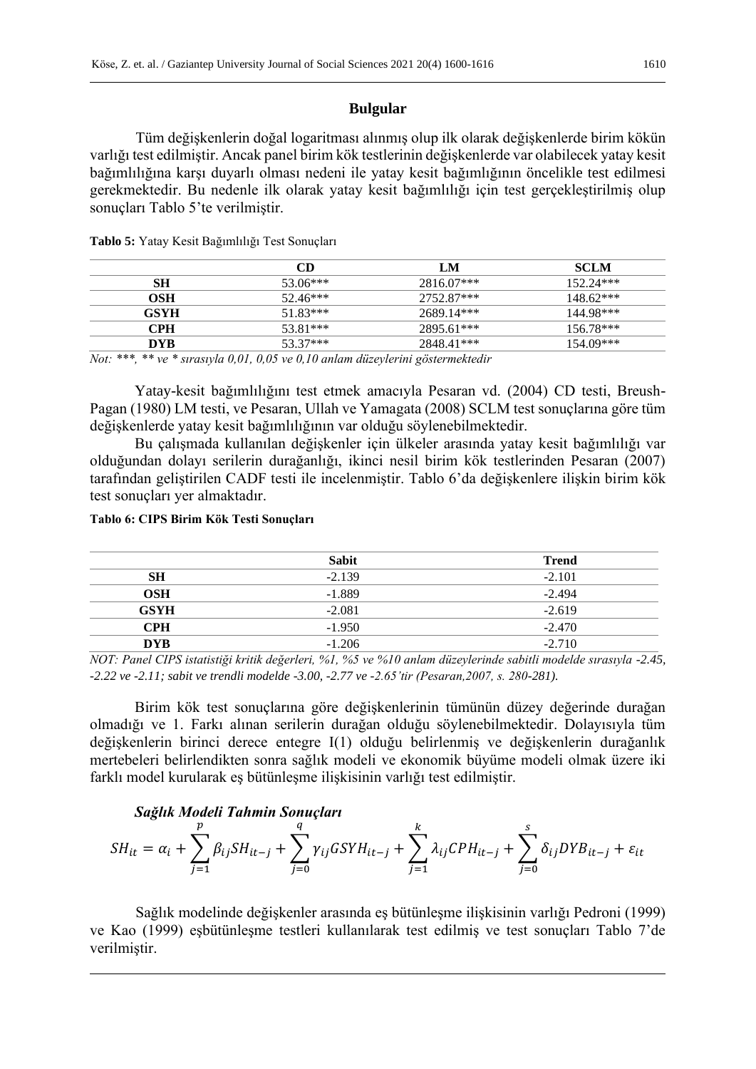## Bulgular

Tüm değişkenlerin doğal logaritması alınmış olup ilk olarak değişkenlerde birim kökün varlığı test edilmiştir. Ancak panel birim kök testlerinin değişkenlerde var olabilecek yatay kesit bağımlılığına karşı duyarlı olması nedeni ile yatay kesit bağımlığının öncelikle test edilmesi gerekmektedir. Bu nedenle ilk olarak yatay kesit bağımlılığı için test gerçekleştirilmiş olup sonuçları Tablo 5'te verilmiştir.

**Tablo 5:** Yatay Kesit Bağımlılığı Test Sonuçları

| | CD | LM | SCLM |
|---|---|---|---|
| **SH** | 53.06*** | 2816.07*** | 152.24*** |
| **OSH** | 52.46*** | 2752.87*** | 148.62*** |
| **GSYH** | 51.83*** | 2689.14*** | 144.98*** |
| **CPH** | 53.81*** | 2895.61*** | 156.78*** |
| **DYB** | 53.37*** | 2848.41*** | 154.09*** |

*Not: \*\*\*, \*\* ve \* sırasıyla 0,01, 0,05 ve 0,10 anlam düzeylerini göstermektedir*

Yatay-kesit bağımlılığını test etmek amacıyla Pesaran vd. (2004) CD testi, Breush-Pagan (1980) LM testi, ve Pesaran, Ullah ve Yamagata (2008) SCLM test sonuçlarına göre tüm değişkenlerde yatay kesit bağımlılığının var olduğu söylenebilmektedir.

Bu çalışmada kullanılan değişkenler için ülkeler arasında yatay kesit bağımlılığı var olduğundan dolayı serilerin durağanlığı, ikinci nesil birim kök testlerinden Pesaran (2007) tarafından geliştirilen CADF testi ile incelenmiştir. Tablo 6'da değişkenlere ilişkin birim kök test sonuçları yer almaktadır.

**Tablo 6: CIPS Birim Kök Testi Sonuçları**

| | Sabit | Trend |
|---|---|---|
| **SH** | -2.139 | -2.101 |
| **OSH** | -1.889 | -2.494 |
| **GSYH** | -2.081 | -2.619 |
| **CPH** | -1.950 | -2.470 |
| **DYB** | -1.206 | -2.710 |

*NOT: Panel CIPS istatistiği kritik değerleri, %1, %5 ve %10 anlam düzeylerinde sabitli modelde sırasıyla -2.45, -2.22 ve -2.11; sabit ve trendli modelde -3.00, -2.77 ve -2.65'tir (Pesaran,2007, s. 280-281).*

Birim kök test sonuçlarına göre değişkenlerinin tümünün düzey değerinde durağan olmadığı ve 1. Farkı alınan serilerin durağan olduğu söylenebilmektedir. Dolayısıyla tüm değişkenlerin birinci derece entegre I(1) olduğu belirlenmiş ve değişkenlerin durağanlık mertebeleri belirlendikten sonra sağlık modeli ve ekonomik büyüme modeli olmak üzere iki farklı model kurularak eş bütünleşme ilişkisinin varlığı test edilmiştir.

***Sağlık Modeli Tahmin Sonuçları***

$$SH_{it} = \alpha_i + \sum_{j=1}^{p} \beta_{ij} SH_{it-j} + \sum_{j=0}^{q} \gamma_{ij} GSYH_{it-j} + \sum_{j=1}^{k} \lambda_{ij} CPH_{it-j} + \sum_{j=0}^{s} \delta_{ij} DYB_{it-j} + \varepsilon_{it}$$

Sağlık modelinde değişkenler arasında eş bütünleşme ilişkisinin varlığı Pedroni (1999) ve Kao (1999) eşbütünleşme testleri kullanılarak test edilmiş ve test sonuçları Tablo 7'de verilmiştir.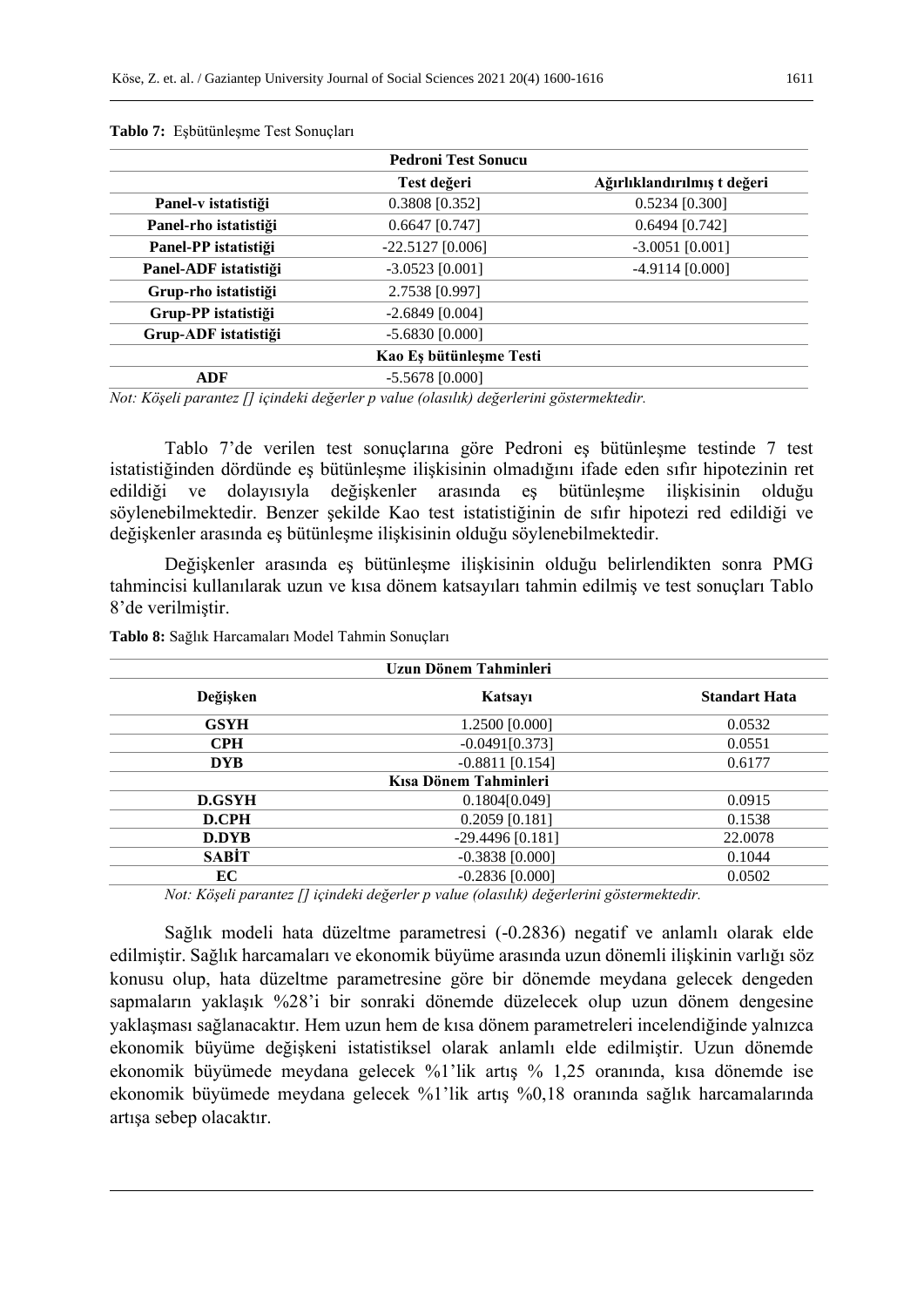**Tablo 7:** Eşbütünleşme Test Sonuçları

| Pedroni Test Sonucu | | |
|---|---|---|
| | **Test değeri** | **Ağırlıklandırılmış t değeri** |
| **Panel-v istatistiği** | 0.3808 [0.352] | 0.5234 [0.300] |
| **Panel-rho istatistiği** | 0.6647 [0.747] | 0.6494 [0.742] |
| **Panel-PP istatistiği** | -22.5127 [0.006] | -3.0051 [0.001] |
| **Panel-ADF istatistiği** | -3.0523 [0.001] | -4.9114 [0.000] |
| **Grup-rho istatistiği** | 2.7538 [0.997] | |
| **Grup-PP istatistiği** | -2.6849 [0.004] | |
| **Grup-ADF istatistiği** | -5.6830 [0.000] | |
| **Kao Eş bütünleşme Testi** | | |
| **ADF** | -5.5678 [0.000] | |

*Not: Köşeli parantez [] içindeki değerler p value (olasılık) değerlerini göstermektedir.*

Tablo 7'de verilen test sonuçlarına göre Pedroni eş bütünleşme testinde 7 test istatistiğinden dördünde eş bütünleşme ilişkisinin olmadığını ifade eden sıfır hipotezinin ret edildiği ve dolayısıyla değişkenler arasında eş bütünleşme ilişkisinin olduğu söylenebilmektedir. Benzer şekilde Kao test istatistiğinin de sıfır hipotezi red edildiği ve değişkenler arasında eş bütünleşme ilişkisinin olduğu söylenebilmektedir.

Değişkenler arasında eş bütünleşme ilişkisinin olduğu belirlendikten sonra PMG tahmincisi kullanılarak uzun ve kısa dönem katsayıları tahmin edilmiş ve test sonuçları Tablo 8'de verilmiştir.

**Tablo 8:** Sağlık Harcamaları Model Tahmin Sonuçları

| Uzun Dönem Tahminleri | | |
|---|---|---|
| **Değişken** | **Katsayı** | **Standart Hata** |
| **GSYH** | 1.2500 [0.000] | 0.0532 |
| **CPH** | -0.0491[0.373] | 0.0551 |
| **DYB** | -0.8811 [0.154] | 0.6177 |
| **Kısa Dönem Tahminleri** | | |
| **D.GSYH** | 0.1804[0.049] | 0.0915 |
| **D.CPH** | 0.2059 [0.181] | 0.1538 |
| **D.DYB** | -29.4496 [0.181] | 22.0078 |
| **SABİT** | -0.3838 [0.000] | 0.1044 |
| **EC** | -0.2836 [0.000] | 0.0502 |

*Not: Köşeli parantez [] içindeki değerler p value (olasılık) değerlerini göstermektedir.*

Sağlık modeli hata düzeltme parametresi (-0.2836) negatif ve anlamlı olarak elde edilmiştir. Sağlık harcamaları ve ekonomik büyüme arasında uzun dönemli ilişkinin varlığı söz konusu olup, hata düzeltme parametresine göre bir dönemde meydana gelecek dengeden sapmaların yaklaşık %28'i bir sonraki dönemde düzelecek olup uzun dönem dengesine yaklaşması sağlanacaktır. Hem uzun hem de kısa dönem parametreleri incelendiğinde yalnızca ekonomik büyüme değişkeni istatistiksel olarak anlamlı elde edilmiştir. Uzun dönemde ekonomik büyümede meydana gelecek %1'lik artış % 1,25 oranında, kısa dönemde ise ekonomik büyümede meydana gelecek %1'lik artış %0,18 oranında sağlık harcamalarında artışa sebep olacaktır.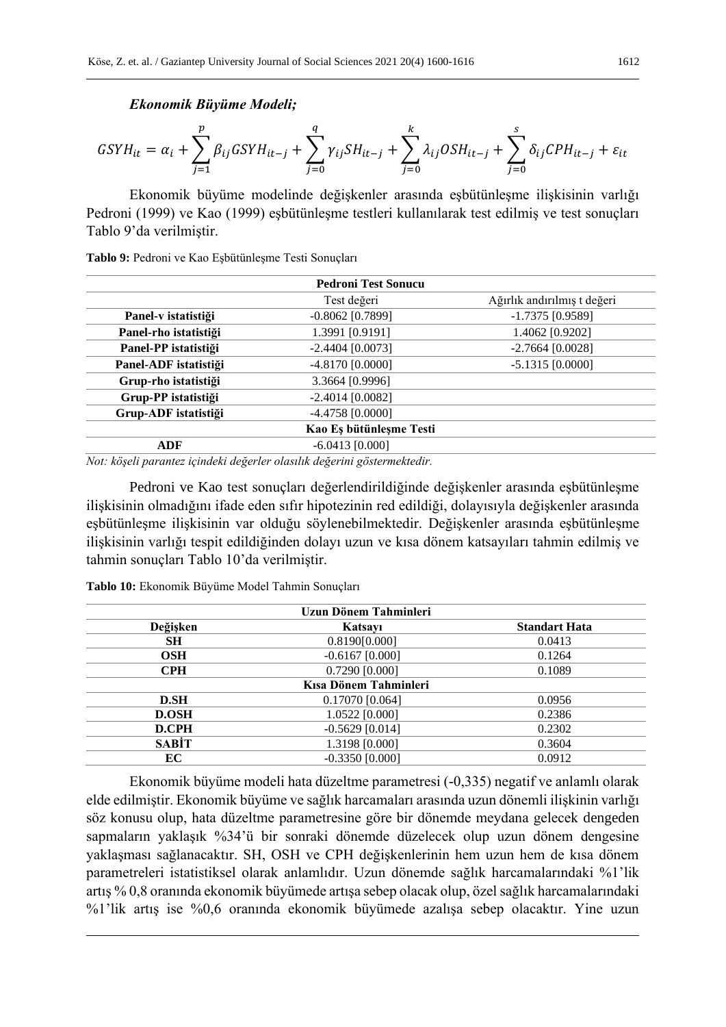***Ekonomik Büyüme Modeli;***

$$GSYH_{it} = \alpha_i + \sum_{j=1}^{p} \beta_{ij} GSYH_{it-j} + \sum_{j=0}^{q} \gamma_{ij} SH_{it-j} + \sum_{j=0}^{k} \lambda_{ij} OSH_{it-j} + \sum_{j=0}^{s} \delta_{ij} CPH_{it-j} + \varepsilon_{it}$$

Ekonomik büyüme modelinde değişkenler arasında eşbütünleşme ilişkisinin varlığı Pedroni (1999) ve Kao (1999) eşbütünleşme testleri kullanılarak test edilmiş ve test sonuçları Tablo 9'da verilmiştir.

**Tablo 9:** Pedroni ve Kao Eşbütünleşme Testi Sonuçları

| | **Pedroni Test Sonucu** | |
|---|---|---|
| | Test değeri | Ağırlık andırılmış t değeri |
| **Panel-v istatistiği** | -0.8062 [0.7899] | -1.7375 [0.9589] |
| **Panel-rho istatistiği** | 1.3991 [0.9191] | 1.4062 [0.9202] |
| **Panel-PP istatistiği** | -2.4404 [0.0073] | -2.7664 [0.0028] |
| **Panel-ADF istatistiği** | -4.8170 [0.0000] | -5.1315 [0.0000] |
| **Grup-rho istatistiği** | 3.3664 [0.9996] | |
| **Grup-PP istatistiği** | -2.4014 [0.0082] | |
| **Grup-ADF istatistiği** | -4.4758 [0.0000] | |
| | **Kao Eş bütünleşme Testi** | |
| **ADF** | -6.0413 [0.000] | |

*Not: köşeli parantez içindeki değerler olasılık değerini göstermektedir.*

Pedroni ve Kao test sonuçları değerlendirildiğinde değişkenler arasında eşbütünleşme ilişkisinin olmadığını ifade eden sıfır hipotezinin red edildiği, dolayısıyla değişkenler arasında eşbütünleşme ilişkisinin var olduğu söylenebilmektedir. Değişkenler arasında eşbütünleşme ilişkisinin varlığı tespit edildiğinden dolayı uzun ve kısa dönem katsayıları tahmin edilmiş ve tahmin sonuçları Tablo 10'da verilmiştir.

**Tablo 10:** Ekonomik Büyüme Model Tahmin Sonuçları

| | **Uzun Dönem Tahminleri** | |
|---|---|---|
| **Değişken** | **Katsayı** | **Standart Hata** |
| **SH** | 0.8190[0.000] | 0.0413 |
| **OSH** | -0.6167 [0.000] | 0.1264 |
| **CPH** | 0.7290 [0.000] | 0.1089 |
| | **Kısa Dönem Tahminleri** | |
| **D.SH** | 0.17070 [0.064] | 0.0956 |
| **D.OSH** | 1.0522 [0.000] | 0.2386 |
| **D.CPH** | -0.5629 [0.014] | 0.2302 |
| **SABİT** | 1.3198 [0.000] | 0.3604 |
| **EC** | -0.3350 [0.000] | 0.0912 |

Ekonomik büyüme modeli hata düzeltme parametresi (-0,335) negatif ve anlamlı olarak elde edilmiştir. Ekonomik büyüme ve sağlık harcamaları arasında uzun dönemli ilişkinin varlığı söz konusu olup, hata düzeltme parametresine göre bir dönemde meydana gelecek dengeden sapmaların yaklaşık %34'ü bir sonraki dönemde düzelecek olup uzun dönem dengesine yaklaşması sağlanacaktır. SH, OSH ve CPH değişkenlerinin hem uzun hem de kısa dönem parametreleri istatistiksel olarak anlamlıdır. Uzun dönemde sağlık harcamalarındaki %1'lik artış % 0,8 oranında ekonomik büyümede artışa sebep olacak olup, özel sağlık harcamalarındaki %1'lik artış ise %0,6 oranında ekonomik büyümede azalışa sebep olacaktır. Yine uzun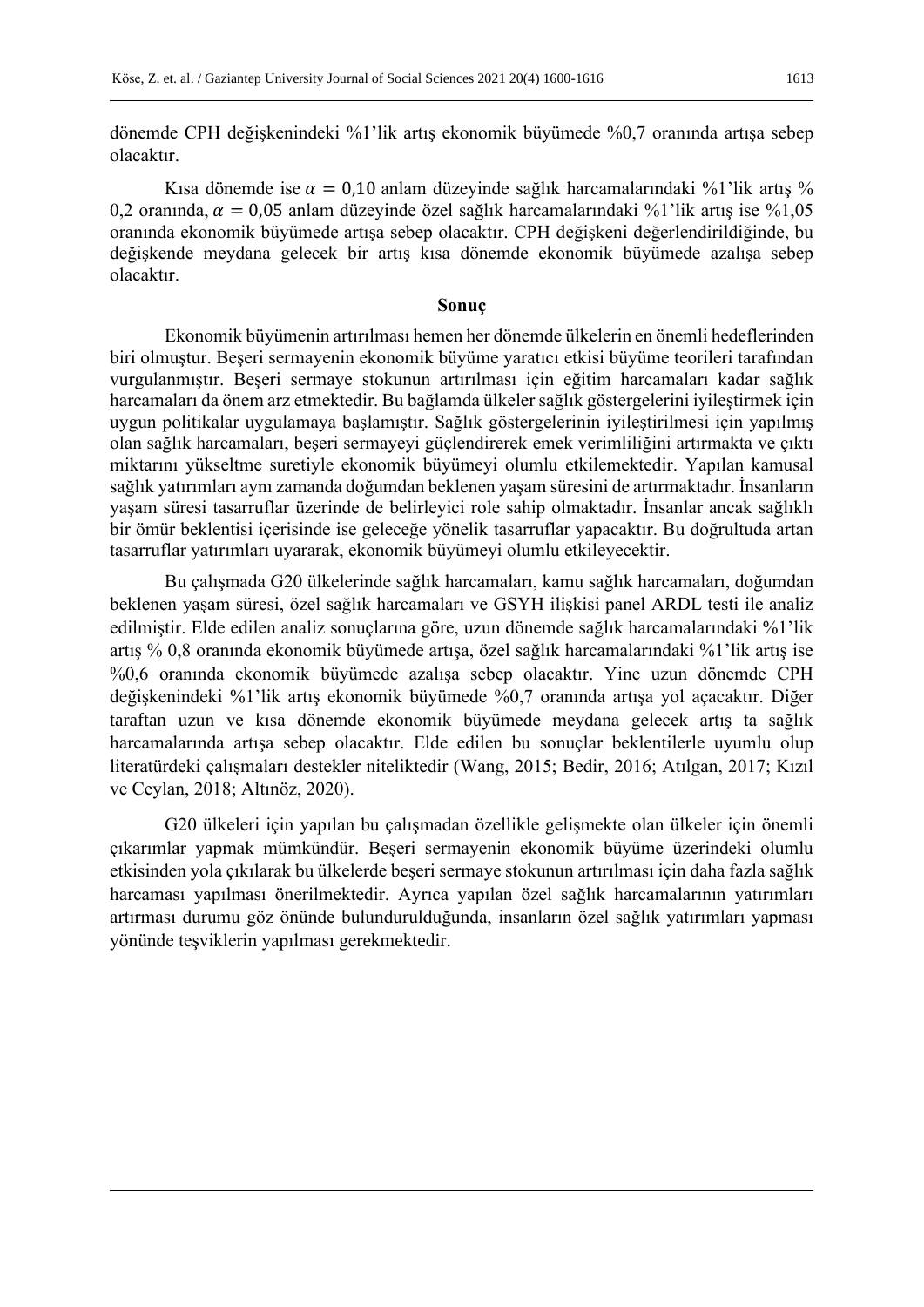dönemde CPH değişkenindeki %1'lik artış ekonomik büyümede %0,7 oranında artışa sebep olacaktır.

Kısa dönemde ise $\alpha = 0{,}10$ anlam düzeyinde sağlık harcamalarındaki %1'lik artış % 0,2 oranında, $\alpha = 0{,}05$ anlam düzeyinde özel sağlık harcamalarındaki %1'lik artış ise %1,05 oranında ekonomik büyümede artışa sebep olacaktır. CPH değişkeni değerlendirildiğinde, bu değişkende meydana gelecek bir artış kısa dönemde ekonomik büyümede azalışa sebep olacaktır.

## Sonuç

Ekonomik büyümenin artırılması hemen her dönemde ülkelerin en önemli hedeflerinden biri olmuştur. Beşeri sermayenin ekonomik büyüme yaratıcı etkisi büyüme teorileri tarafından vurgulanmıştır. Beşeri sermaye stokunun artırılması için eğitim harcamaları kadar sağlık harcamaları da önem arz etmektedir. Bu bağlamda ülkeler sağlık göstergelerini iyileştirmek için uygun politikalar uygulamaya başlamıştır. Sağlık göstergelerinin iyileştirilmesi için yapılmış olan sağlık harcamaları, beşeri sermayeyi güçlendirerek emek verimliliğini artırmakta ve çıktı miktarını yükseltme suretiyle ekonomik büyümeyi olumlu etkilemektedir. Yapılan kamusal sağlık yatırımları aynı zamanda doğumdan beklenen yaşam süresini de artırmaktadır. İnsanların yaşam süresi tasarruflar üzerinde de belirleyici role sahip olmaktadır. İnsanlar ancak sağlıklı bir ömür beklentisi içerisinde ise geleceğe yönelik tasarruflar yapacaktır. Bu doğrultuda artan tasarruflar yatırımları uyararak, ekonomik büyümeyi olumlu etkileyecektir.

Bu çalışmada G20 ülkelerinde sağlık harcamaları, kamu sağlık harcamaları, doğumdan beklenen yaşam süresi, özel sağlık harcamaları ve GSYH ilişkisi panel ARDL testi ile analiz edilmiştir. Elde edilen analiz sonuçlarına göre, uzun dönemde sağlık harcamalarındaki %1'lik artış % 0,8 oranında ekonomik büyümede artışa, özel sağlık harcamalarındaki %1'lik artış ise %0,6 oranında ekonomik büyümede azalışa sebep olacaktır. Yine uzun dönemde CPH değişkenindeki %1'lik artış ekonomik büyümede %0,7 oranında artışa yol açacaktır. Diğer taraftan uzun ve kısa dönemde ekonomik büyümede meydana gelecek artış ta sağlık harcamalarında artışa sebep olacaktır. Elde edilen bu sonuçlar beklentilerle uyumlu olup literatürdeki çalışmaları destekler niteliktedir (Wang, 2015; Bedir, 2016; Atılgan, 2017; Kızıl ve Ceylan, 2018; Altınöz, 2020).

G20 ülkeleri için yapılan bu çalışmadan özellikle gelişmekte olan ülkeler için önemli çıkarımlar yapmak mümkündür. Beşeri sermayenin ekonomik büyüme üzerindeki olumlu etkisinden yola çıkılarak bu ülkelerde beşeri sermaye stokunun artırılması için daha fazla sağlık harcaması yapılması önerilmektedir. Ayrıca yapılan özel sağlık harcamalarının yatırımları artırması durumu göz önünde bulundurulduğunda, insanların özel sağlık yatırımları yapması yönünde teşviklerin yapılması gerekmektedir.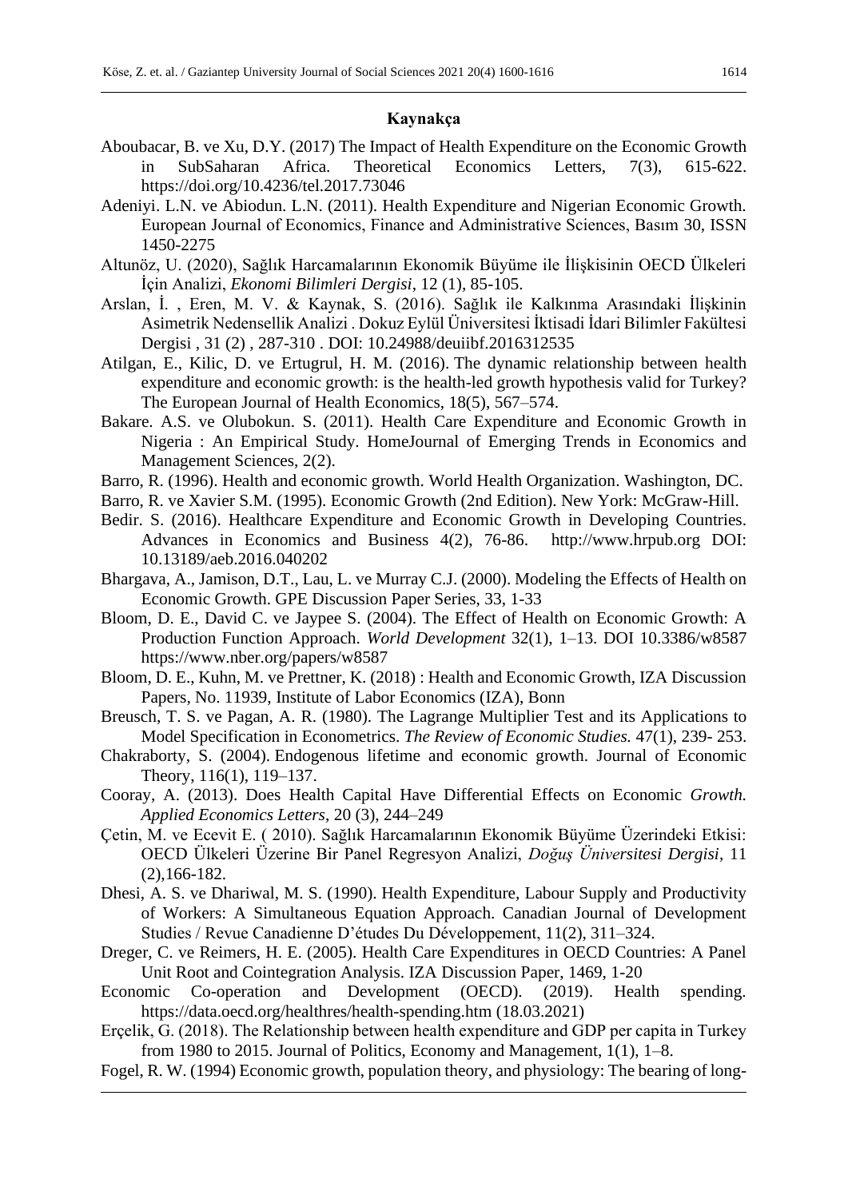## Kaynakça

Aboubacar, B. ve Xu, D.Y. (2017) The Impact of Health Expenditure on the Economic Growth in SubSaharan Africa. Theoretical Economics Letters, 7(3), 615-622. https://doi.org/10.4236/tel.2017.73046

Adeniyi. L.N. ve Abiodun. L.N. (2011). Health Expenditure and Nigerian Economic Growth. European Journal of Economics, Finance and Administrative Sciences, Basım 30, ISSN 1450-2275

Altunöz, U. (2020), Sağlık Harcamalarının Ekonomik Büyüme ile İlişkisinin OECD Ülkeleri İçin Analizi, *Ekonomi Bilimleri Dergisi*, 12 (1), 85-105.

Arslan, İ. , Eren, M. V. & Kaynak, S. (2016). Sağlık ile Kalkınma Arasındaki İlişkinin Asimetrik Nedensellik Analizi . Dokuz Eylül Üniversitesi İktisadi İdari Bilimler Fakültesi Dergisi , 31 (2) , 287-310 . DOI: 10.24988/deuiibf.2016312535

Atilgan, E., Kilic, D. ve Ertugrul, H. M. (2016). The dynamic relationship between health expenditure and economic growth: is the health-led growth hypothesis valid for Turkey? The European Journal of Health Economics, 18(5), 567–574.

Bakare. A.S. ve Olubokun. S. (2011). Health Care Expenditure and Economic Growth in Nigeria : An Empirical Study. HomeJournal of Emerging Trends in Economics and Management Sciences, 2(2).

Barro, R. (1996). Health and economic growth. World Health Organization. Washington, DC.

Barro, R. ve Xavier S.M. (1995). Economic Growth (2nd Edition). New York: McGraw-Hill.

Bedir. S. (2016). Healthcare Expenditure and Economic Growth in Developing Countries. Advances in Economics and Business 4(2), 76-86. http://www.hrpub.org DOI: 10.13189/aeb.2016.040202

Bhargava, A., Jamison, D.T., Lau, L. ve Murray C.J. (2000). Modeling the Effects of Health on Economic Growth. GPE Discussion Paper Series, 33, 1-33

Bloom, D. E., David C. ve Jaypee S. (2004). The Effect of Health on Economic Growth: A Production Function Approach. *World Development* 32(1), 1–13. DOI 10.3386/w8587 https://www.nber.org/papers/w8587

Bloom, D. E., Kuhn, M. ve Prettner, K. (2018) : Health and Economic Growth, IZA Discussion Papers, No. 11939, Institute of Labor Economics (IZA), Bonn

Breusch, T. S. ve Pagan, A. R. (1980). The Lagrange Multiplier Test and its Applications to Model Specification in Econometrics. *The Review of Economic Studies.* 47(1), 239- 253.

Chakraborty, S. (2004). Endogenous lifetime and economic growth. Journal of Economic Theory, 116(1), 119–137.

Cooray, A. (2013). Does Health Capital Have Differential Effects on Economic *Growth. Applied Economics Letters*, 20 (3), 244–249

Çetin, M. ve Ecevit E. ( 2010). Sağlık Harcamalarının Ekonomik Büyüme Üzerindeki Etkisi: OECD Ülkeleri Üzerine Bir Panel Regresyon Analizi, *Doğuş Üniversitesi Dergisi*, 11 (2),166-182.

Dhesi, A. S. ve Dhariwal, M. S. (1990). Health Expenditure, Labour Supply and Productivity of Workers: A Simultaneous Equation Approach. Canadian Journal of Development Studies / Revue Canadienne D'études Du Développement, 11(2), 311–324.

Dreger, C. ve Reimers, H. E. (2005). Health Care Expenditures in OECD Countries: A Panel Unit Root and Cointegration Analysis. IZA Discussion Paper, 1469, 1-20

Economic Co-operation and Development (OECD). (2019). Health spending. https://data.oecd.org/healthres/health-spending.htm (18.03.2021)

Erçelik, G. (2018). The Relationship between health expenditure and GDP per capita in Turkey from 1980 to 2015. Journal of Politics, Economy and Management, 1(1), 1–8.

Fogel, R. W. (1994) Economic growth, population theory, and physiology: The bearing of long-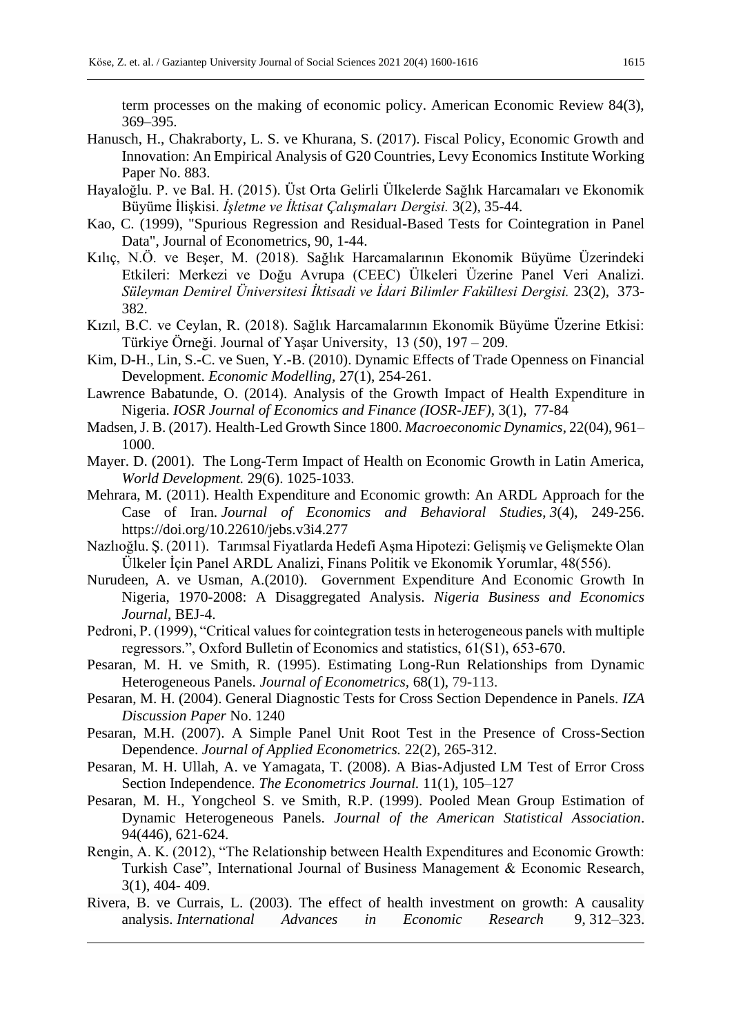term processes on the making of economic policy. American Economic Review 84(3), 369–395.

Hanusch, H., Chakraborty, L. S. ve Khurana, S. (2017). Fiscal Policy, Economic Growth and Innovation: An Empirical Analysis of G20 Countries, Levy Economics Institute Working Paper No. 883.

Hayaloğlu. P. ve Bal. H. (2015). Üst Orta Gelirli Ülkelerde Sağlık Harcamaları ve Ekonomik Büyüme İlişkisi. *İşletme ve İktisat Çalışmaları Dergisi.* 3(2), 35-44.

Kao, C. (1999), "Spurious Regression and Residual-Based Tests for Cointegration in Panel Data", Journal of Econometrics, 90, 1-44.

Kılıç, N.Ö. ve Beşer, M. (2018). Sağlık Harcamalarının Ekonomik Büyüme Üzerindeki Etkileri: Merkezi ve Doğu Avrupa (CEEC) Ülkeleri Üzerine Panel Veri Analizi. *Süleyman Demirel Üniversitesi İktisadi ve İdari Bilimler Fakültesi Dergisi.* 23(2), 373-382.

Kızıl, B.C. ve Ceylan, R. (2018). Sağlık Harcamalarının Ekonomik Büyüme Üzerine Etkisi: Türkiye Örneği. Journal of Yaşar University, 13 (50), 197 – 209.

Kim, D-H., Lin, S.-C. ve Suen, Y.-B. (2010). Dynamic Effects of Trade Openness on Financial Development. *Economic Modelling,* 27(1), 254-261.

Lawrence Babatunde, O. (2014). Analysis of the Growth Impact of Health Expenditure in Nigeria. *IOSR Journal of Economics and Finance (IOSR-JEF)*, 3(1), 77-84

Madsen, J. B. (2017). Health-Led Growth Since 1800. *Macroeconomic Dynamics*, 22(04), 961–1000.

Mayer. D. (2001). The Long-Term Impact of Health on Economic Growth in Latin America, *World Development.* 29(6). 1025-1033.

Mehrara, M. (2011). Health Expenditure and Economic growth: An ARDL Approach for the Case of Iran. *Journal of Economics and Behavioral Studies*, *3*(4), 249-256. https://doi.org/10.22610/jebs.v3i4.277

Nazlıoğlu. Ş. (2011). Tarımsal Fiyatlarda Hedefi Aşma Hipotezi: Gelişmiş ve Gelişmekte Olan Ülkeler İçin Panel ARDL Analizi, Finans Politik ve Ekonomik Yorumlar, 48(556).

Nurudeen, A. ve Usman, A.(2010). Government Expenditure And Economic Growth In Nigeria, 1970-2008: A Disaggregated Analysis. *Nigeria Business and Economics Journal*, BEJ-4.

Pedroni, P. (1999), "Critical values for cointegration tests in heterogeneous panels with multiple regressors.", Oxford Bulletin of Economics and statistics, 61(S1), 653-670.

Pesaran, M. H. ve Smith, R. (1995). Estimating Long-Run Relationships from Dynamic Heterogeneous Panels. *Journal of Econometrics*, 68(1), 79-113.

Pesaran, M. H. (2004). General Diagnostic Tests for Cross Section Dependence in Panels. *IZA Discussion Paper* No. 1240

Pesaran, M.H. (2007). A Simple Panel Unit Root Test in the Presence of Cross-Section Dependence. *Journal of Applied Econometrics.* 22(2), 265-312.

Pesaran, M. H. Ullah, A. ve Yamagata, T. (2008). A Bias-Adjusted LM Test of Error Cross Section Independence. *The Econometrics Journal.* 11(1), 105–127

Pesaran, M. H., Yongcheol S. ve Smith, R.P. (1999). Pooled Mean Group Estimation of Dynamic Heterogeneous Panels. *Journal of the American Statistical Association*. 94(446), 621-624.

Rengin, A. K. (2012), "The Relationship between Health Expenditures and Economic Growth: Turkish Case", International Journal of Business Management & Economic Research, 3(1), 404- 409.

Rivera, B. ve Currais, L. (2003). The effect of health investment on growth: A causality analysis. *International Advances in Economic Research* 9, 312–323.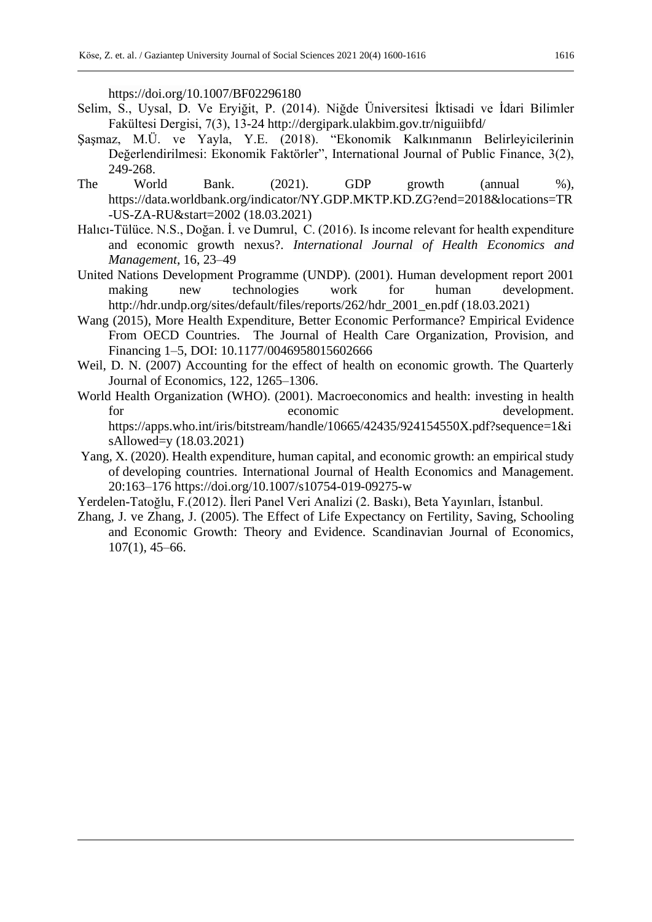https://doi.org/10.1007/BF02296180

Selim, S., Uysal, D. Ve Eryiğit, P. (2014). Niğde Üniversitesi İktisadi ve İdari Bilimler Fakültesi Dergisi, 7(3), 13-24 http://dergipark.ulakbim.gov.tr/niguiibfd/

Şaşmaz, M.Ü. ve Yayla, Y.E. (2018). "Ekonomik Kalkınmanın Belirleyicilerinin Değerlendirilmesi: Ekonomik Faktörler", International Journal of Public Finance, 3(2), 249-268.

The World Bank. (2021). GDP growth (annual %), https://data.worldbank.org/indicator/NY.GDP.MKTP.KD.ZG?end=2018&locations=TR-US-ZA-RU&start=2002 (18.03.2021)

Halıcı-Tülüce. N.S., Doğan. İ. ve Dumrul, C. (2016). Is income relevant for health expenditure and economic growth nexus?. *International Journal of Health Economics and Management*, 16, 23–49

United Nations Development Programme (UNDP). (2001). Human development report 2001 making new technologies work for human development. http://hdr.undp.org/sites/default/files/reports/262/hdr_2001_en.pdf (18.03.2021)

Wang (2015), More Health Expenditure, Better Economic Performance? Empirical Evidence From OECD Countries. The Journal of Health Care Organization, Provision, and Financing 1–5, DOI: 10.1177/0046958015602666

Weil, D. N. (2007) Accounting for the effect of health on economic growth. The Quarterly Journal of Economics, 122, 1265–1306.

World Health Organization (WHO). (2001). Macroeconomics and health: investing in health for economic development. https://apps.who.int/iris/bitstream/handle/10665/42435/924154550X.pdf?sequence=1&isAllowed=y (18.03.2021)

Yang, X. (2020). Health expenditure, human capital, and economic growth: an empirical study of developing countries. International Journal of Health Economics and Management. 20:163–176 https://doi.org/10.1007/s10754-019-09275-w

Yerdelen-Tatoğlu, F.(2012). İleri Panel Veri Analizi (2. Baskı), Beta Yayınları, İstanbul.

Zhang, J. ve Zhang, J. (2005). The Effect of Life Expectancy on Fertility, Saving, Schooling and Economic Growth: Theory and Evidence. Scandinavian Journal of Economics, 107(1), 45–66.